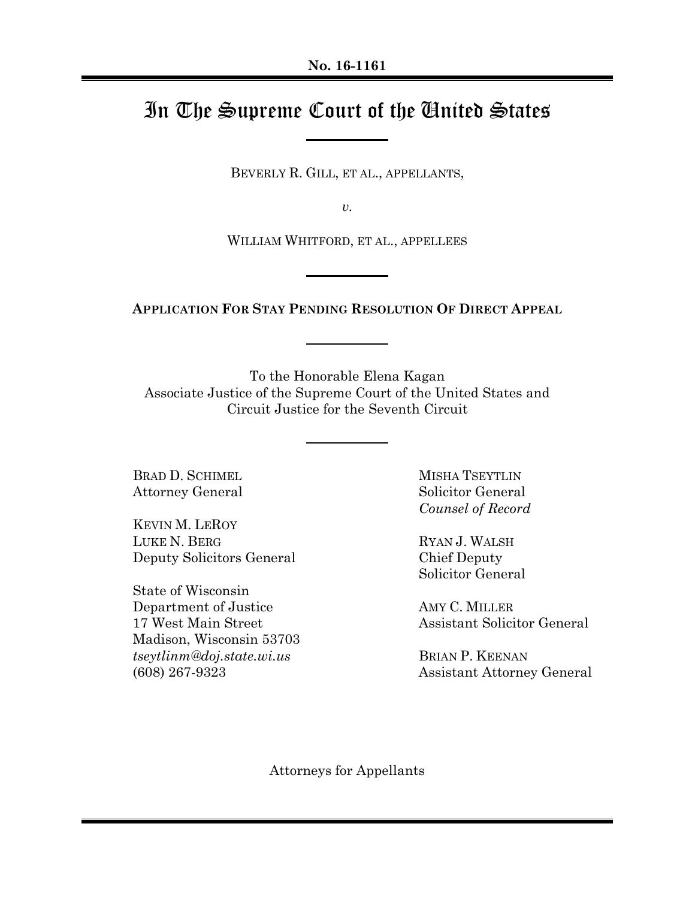**No. 16-1161**

# In The Supreme Court of the United States

BEVERLY R. GILL, ET AL., APPELLANTS,

*v.*

WILLIAM WHITFORD, ET AL., APPELLEES

**APPLICATION FOR STAY PENDING RESOLUTION OF DIRECT APPEAL**

To the Honorable Elena Kagan
Associate Justice of the Supreme Court of the United States and
Circuit Justice for the Seventh Circuit

BRAD D. SCHIMEL
Attorney General

KEVIN M. LEROY
LUKE N. BERG
Deputy Solicitors General

State of Wisconsin
Department of Justice
17 West Main Street
Madison, Wisconsin 53703
*tseytlinm@doj.state.wi.us*
(608) 267-9323

MISHA TSEYTLIN
Solicitor General
*Counsel of Record*

RYAN J. WALSH
Chief Deputy
Solicitor General

AMY C. MILLER
Assistant Solicitor General

BRIAN P. KEENAN
Assistant Attorney General

Attorneys for Appellants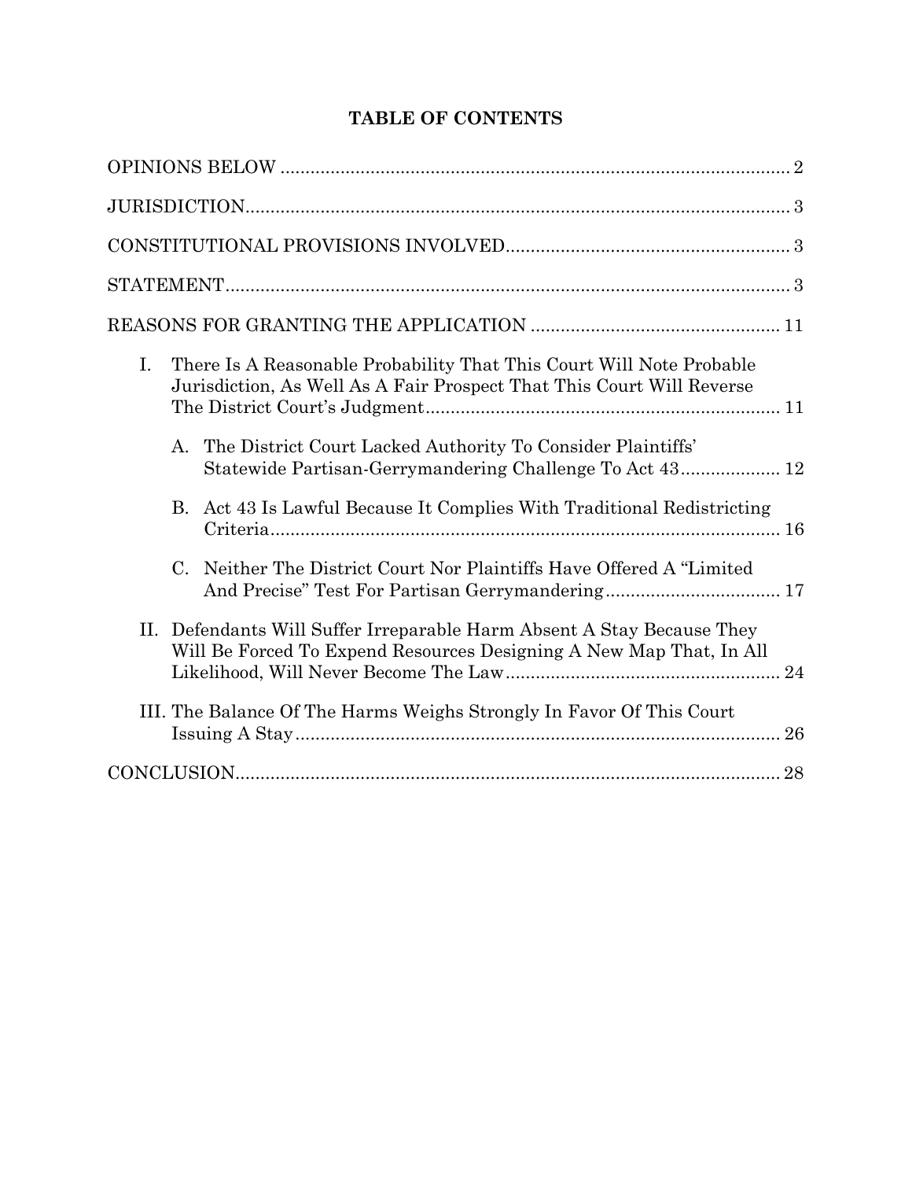## TABLE OF CONTENTS

OPINIONS BELOW ........................................................................................ 2

JURISDICTION ............................................................................................ 3

CONSTITUTIONAL PROVISIONS INVOLVED ......................................................... 3

STATEMENT ................................................................................................ 3

REASONS FOR GRANTING THE APPLICATION ................................................. 11

I. There Is A Reasonable Probability That This Court Will Note Probable Jurisdiction, As Well As A Fair Prospect That This Court Will Reverse The District Court's Judgment ........................................................................ 11

   A. The District Court Lacked Authority To Consider Plaintiffs' Statewide Partisan-Gerrymandering Challenge To Act 43 .................... 12

   B. Act 43 Is Lawful Because It Complies With Traditional Redistricting Criteria ........................................................................................ 16

   C. Neither The District Court Nor Plaintiffs Have Offered A "Limited And Precise" Test For Partisan Gerrymandering .................................. 17

II. Defendants Will Suffer Irreparable Harm Absent A Stay Because They Will Be Forced To Expend Resources Designing A New Map That, In All Likelihood, Will Never Become The Law ........................................................ 24

III. The Balance Of The Harms Weighs Strongly In Favor Of This Court Issuing A Stay ................................................................................... 26

CONCLUSION ............................................................................................. 28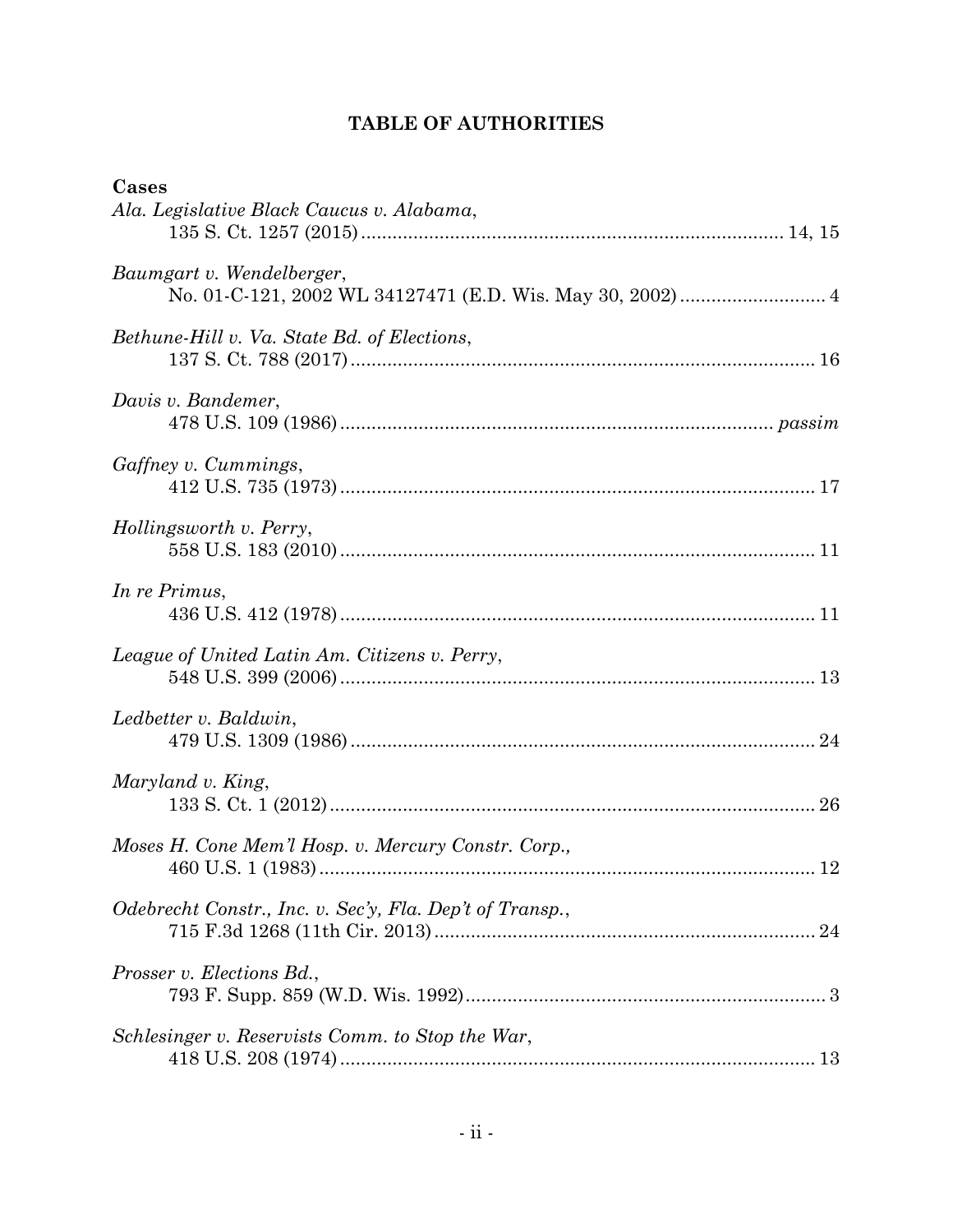# TABLE OF AUTHORITIES

**Cases**

*Ala. Legislative Black Caucus v. Alabama*,
135 S. Ct. 1257 (2015) .......... 14, 15

*Baumgart v. Wendelberger*,
No. 01-C-121, 2002 WL 34127471 (E.D. Wis. May 30, 2002) .......... 4

*Bethune-Hill v. Va. State Bd. of Elections*,
137 S. Ct. 788 (2017) .......... 16

*Davis v. Bandemer*,
478 U.S. 109 (1986) .......... *passim*

*Gaffney v. Cummings*,
412 U.S. 735 (1973) .......... 17

*Hollingsworth v. Perry*,
558 U.S. 183 (2010) .......... 11

*In re Primus*,
436 U.S. 412 (1978) .......... 11

*League of United Latin Am. Citizens v. Perry*,
548 U.S. 399 (2006) .......... 13

*Ledbetter v. Baldwin*,
479 U.S. 1309 (1986) .......... 24

*Maryland v. King*,
133 S. Ct. 1 (2012) .......... 26

*Moses H. Cone Mem'l Hosp. v. Mercury Constr. Corp.*,
460 U.S. 1 (1983) .......... 12

*Odebrecht Constr., Inc. v. Sec'y, Fla. Dep't of Transp.*,
715 F.3d 1268 (11th Cir. 2013) .......... 24

*Prosser v. Elections Bd.*,
793 F. Supp. 859 (W.D. Wis. 1992) .......... 3

*Schlesinger v. Reservists Comm. to Stop the War*,
418 U.S. 208 (1974) .......... 13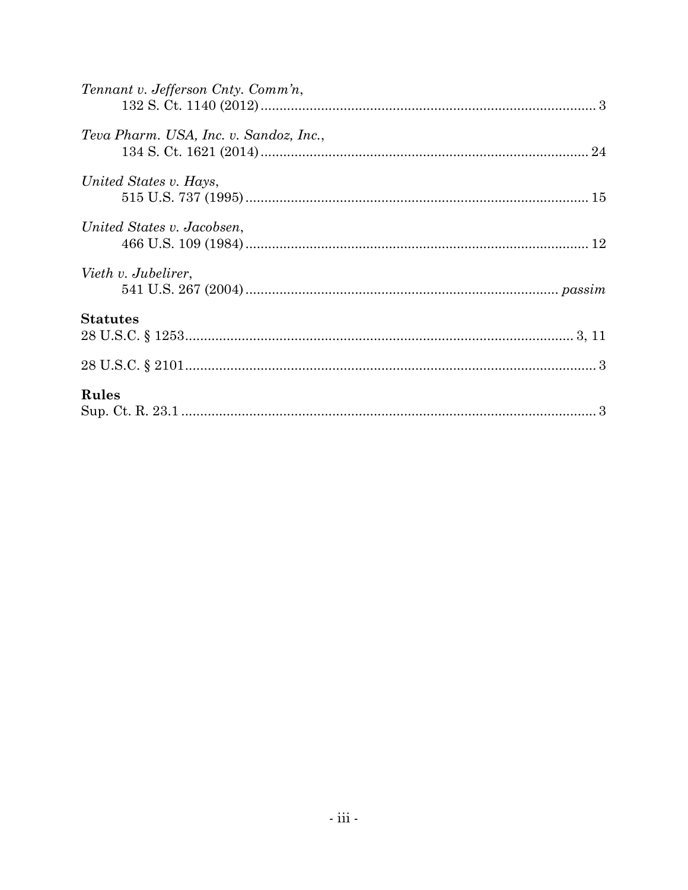*Tennant v. Jefferson Cnty. Comm'n*,
132 S. Ct. 1140 (2012) .......................................................................................... 3

*Teva Pharm. USA, Inc. v. Sandoz, Inc.*,
134 S. Ct. 1621 (2014) ........................................................................................ 24

*United States v. Hays*,
515 U.S. 737 (1995) ............................................................................................ 15

*United States v. Jacobsen*,
466 U.S. 109 (1984) ............................................................................................ 12

*Vieth v. Jubelirer*,
541 U.S. 267 (2004) .................................................................................... *passim*

**Statutes**

28 U.S.C. § 1253 ........................................................................................... 3, 11

28 U.S.C. § 2101 .................................................................................................. 3

**Rules**

Sup. Ct. R. 23.1 .................................................................................................... 3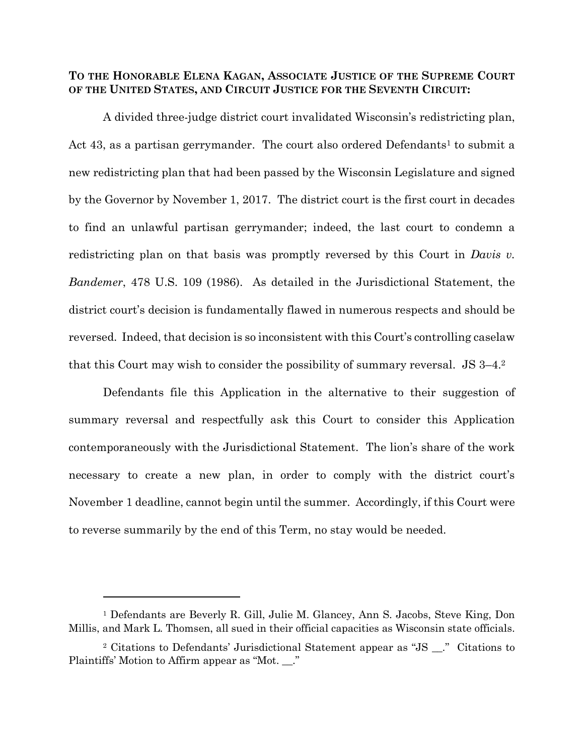**TO THE HONORABLE ELENA KAGAN, ASSOCIATE JUSTICE OF THE SUPREME COURT OF THE UNITED STATES, AND CIRCUIT JUSTICE FOR THE SEVENTH CIRCUIT:**

A divided three-judge district court invalidated Wisconsin's redistricting plan, Act 43, as a partisan gerrymander. The court also ordered Defendants[1] to submit a new redistricting plan that had been passed by the Wisconsin Legislature and signed by the Governor by November 1, 2017. The district court is the first court in decades to find an unlawful partisan gerrymander; indeed, the last court to condemn a redistricting plan on that basis was promptly reversed by this Court in *Davis v. Bandemer*, 478 U.S. 109 (1986). As detailed in the Jurisdictional Statement, the district court's decision is fundamentally flawed in numerous respects and should be reversed. Indeed, that decision is so inconsistent with this Court's controlling caselaw that this Court may wish to consider the possibility of summary reversal. JS 3–4.[2]

Defendants file this Application in the alternative to their suggestion of summary reversal and respectfully ask this Court to consider this Application contemporaneously with the Jurisdictional Statement. The lion's share of the work necessary to create a new plan, in order to comply with the district court's November 1 deadline, cannot begin until the summer. Accordingly, if this Court were to reverse summarily by the end of this Term, no stay would be needed.

---

[1] Defendants are Beverly R. Gill, Julie M. Glancey, Ann S. Jacobs, Steve King, Don Millis, and Mark L. Thomsen, all sued in their official capacities as Wisconsin state officials.

[2] Citations to Defendants' Jurisdictional Statement appear as "JS __." Citations to Plaintiffs' Motion to Affirm appear as "Mot. __."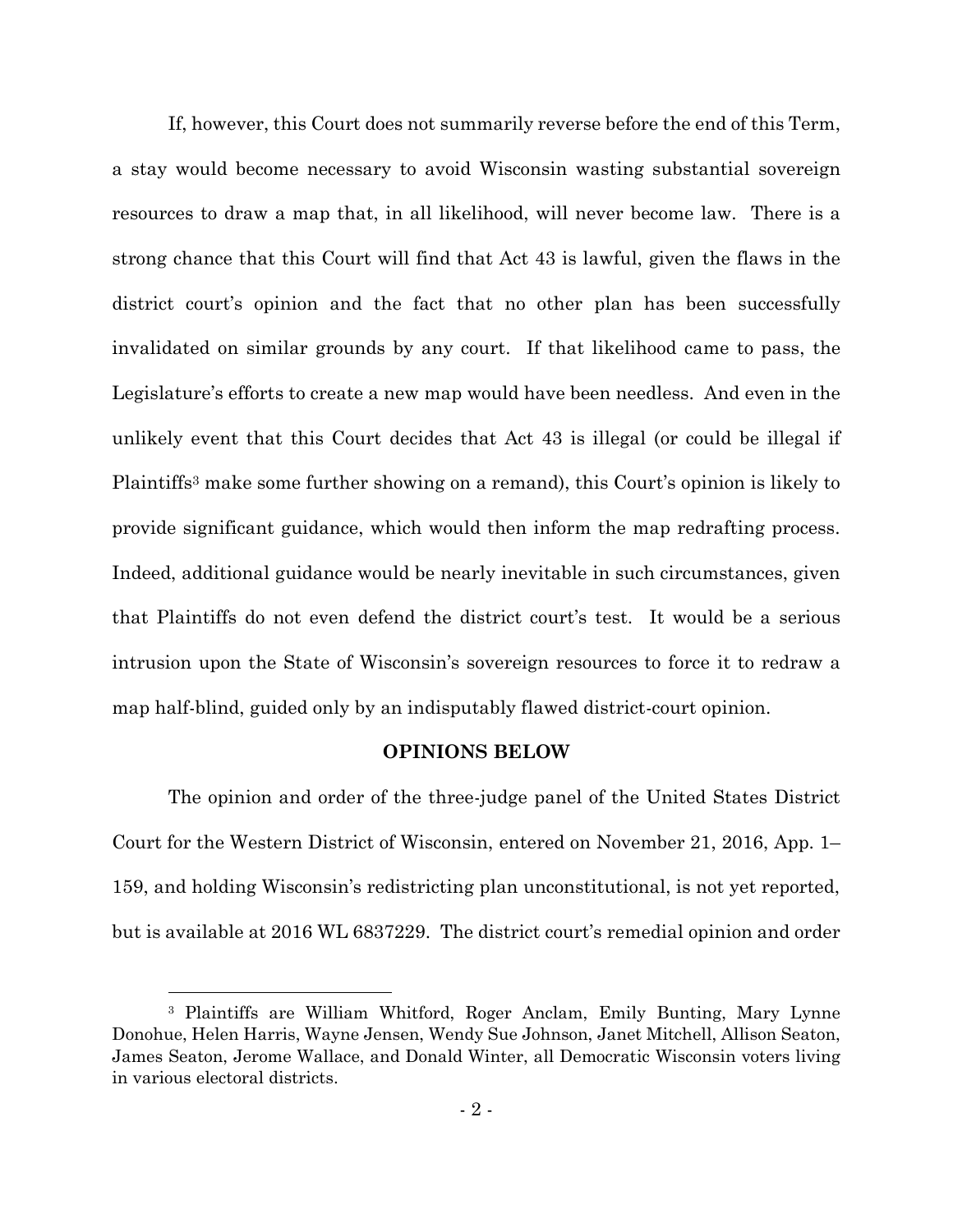If, however, this Court does not summarily reverse before the end of this Term, a stay would become necessary to avoid Wisconsin wasting substantial sovereign resources to draw a map that, in all likelihood, will never become law. There is a strong chance that this Court will find that Act 43 is lawful, given the flaws in the district court's opinion and the fact that no other plan has been successfully invalidated on similar grounds by any court. If that likelihood came to pass, the Legislature's efforts to create a new map would have been needless. And even in the unlikely event that this Court decides that Act 43 is illegal (or could be illegal if Plaintiffs[3] make some further showing on a remand), this Court's opinion is likely to provide significant guidance, which would then inform the map redrafting process. Indeed, additional guidance would be nearly inevitable in such circumstances, given that Plaintiffs do not even defend the district court's test. It would be a serious intrusion upon the State of Wisconsin's sovereign resources to force it to redraw a map half-blind, guided only by an indisputably flawed district-court opinion.

## OPINIONS BELOW

The opinion and order of the three-judge panel of the United States District Court for the Western District of Wisconsin, entered on November 21, 2016, App. 1–159, and holding Wisconsin's redistricting plan unconstitutional, is not yet reported, but is available at 2016 WL 6837229. The district court's remedial opinion and order

[3] Plaintiffs are William Whitford, Roger Anclam, Emily Bunting, Mary Lynne Donohue, Helen Harris, Wayne Jensen, Wendy Sue Johnson, Janet Mitchell, Allison Seaton, James Seaton, Jerome Wallace, and Donald Winter, all Democratic Wisconsin voters living in various electoral districts.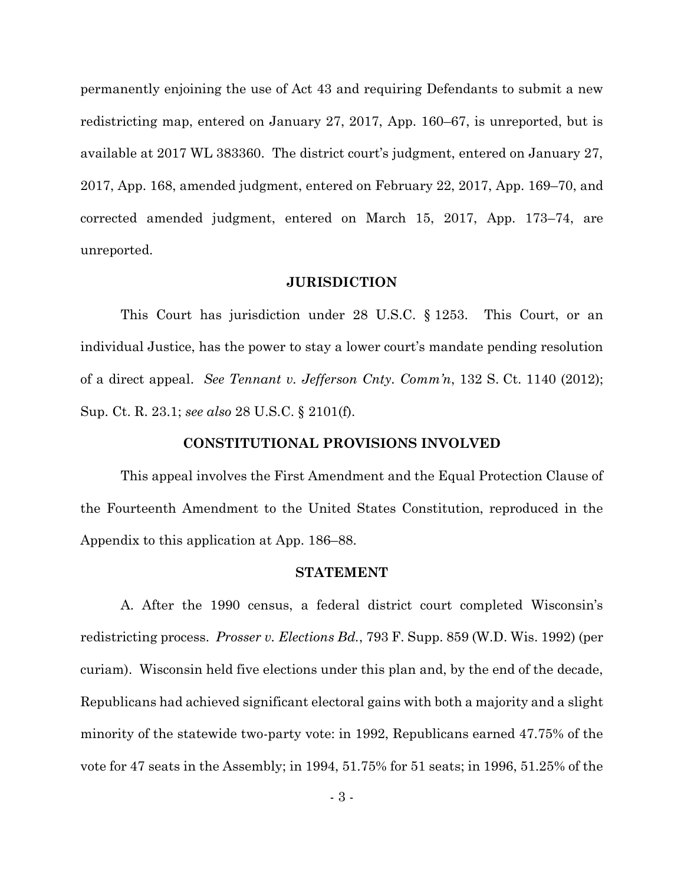permanently enjoining the use of Act 43 and requiring Defendants to submit a new redistricting map, entered on January 27, 2017, App. 160–67, is unreported, but is available at 2017 WL 383360. The district court's judgment, entered on January 27, 2017, App. 168, amended judgment, entered on February 22, 2017, App. 169–70, and corrected amended judgment, entered on March 15, 2017, App. 173–74, are unreported.

## JURISDICTION

This Court has jurisdiction under 28 U.S.C. § 1253. This Court, or an individual Justice, has the power to stay a lower court's mandate pending resolution of a direct appeal. *See Tennant v. Jefferson Cnty. Comm'n*, 132 S. Ct. 1140 (2012); Sup. Ct. R. 23.1; *see also* 28 U.S.C. § 2101(f).

## CONSTITUTIONAL PROVISIONS INVOLVED

This appeal involves the First Amendment and the Equal Protection Clause of the Fourteenth Amendment to the United States Constitution, reproduced in the Appendix to this application at App. 186–88.

## STATEMENT

A. After the 1990 census, a federal district court completed Wisconsin's redistricting process. *Prosser v. Elections Bd.*, 793 F. Supp. 859 (W.D. Wis. 1992) (per curiam). Wisconsin held five elections under this plan and, by the end of the decade, Republicans had achieved significant electoral gains with both a majority and a slight minority of the statewide two-party vote: in 1992, Republicans earned 47.75% of the vote for 47 seats in the Assembly; in 1994, 51.75% for 51 seats; in 1996, 51.25% of the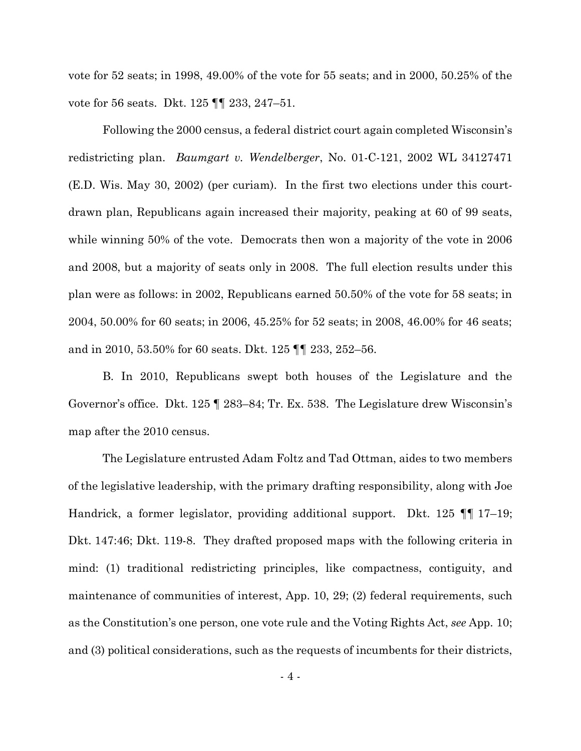vote for 52 seats; in 1998, 49.00% of the vote for 55 seats; and in 2000, 50.25% of the vote for 56 seats. Dkt. 125 ¶¶ 233, 247–51.

Following the 2000 census, a federal district court again completed Wisconsin's redistricting plan. *Baumgart v. Wendelberger*, No. 01-C-121, 2002 WL 34127471 (E.D. Wis. May 30, 2002) (per curiam). In the first two elections under this court-drawn plan, Republicans again increased their majority, peaking at 60 of 99 seats, while winning 50% of the vote. Democrats then won a majority of the vote in 2006 and 2008, but a majority of seats only in 2008. The full election results under this plan were as follows: in 2002, Republicans earned 50.50% of the vote for 58 seats; in 2004, 50.00% for 60 seats; in 2006, 45.25% for 52 seats; in 2008, 46.00% for 46 seats; and in 2010, 53.50% for 60 seats. Dkt. 125 ¶¶ 233, 252–56.

B. In 2010, Republicans swept both houses of the Legislature and the Governor's office. Dkt. 125 ¶ 283–84; Tr. Ex. 538. The Legislature drew Wisconsin's map after the 2010 census.

The Legislature entrusted Adam Foltz and Tad Ottman, aides to two members of the legislative leadership, with the primary drafting responsibility, along with Joe Handrick, a former legislator, providing additional support. Dkt. 125 ¶¶ 17–19; Dkt. 147:46; Dkt. 119-8. They drafted proposed maps with the following criteria in mind: (1) traditional redistricting principles, like compactness, contiguity, and maintenance of communities of interest, App. 10, 29; (2) federal requirements, such as the Constitution's one person, one vote rule and the Voting Rights Act, *see* App. 10; and (3) political considerations, such as the requests of incumbents for their districts,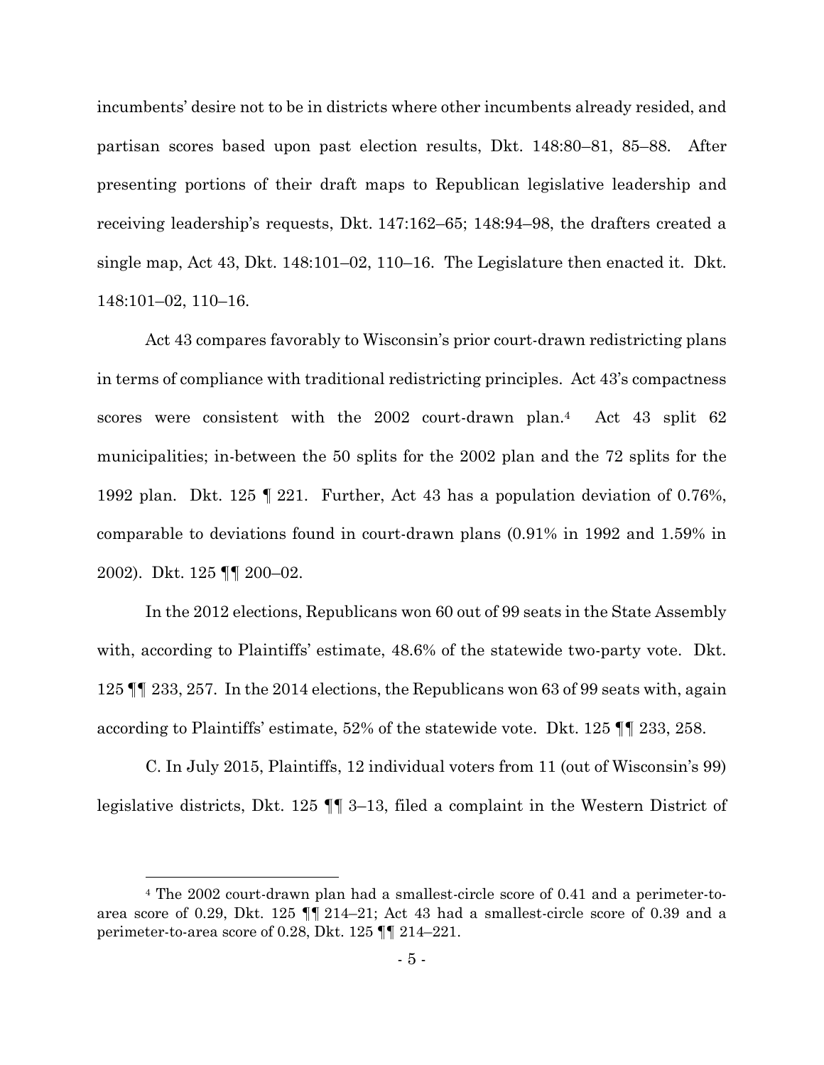incumbents' desire not to be in districts where other incumbents already resided, and partisan scores based upon past election results, Dkt. 148:80–81, 85–88. After presenting portions of their draft maps to Republican legislative leadership and receiving leadership's requests, Dkt. 147:162–65; 148:94–98, the drafters created a single map, Act 43, Dkt. 148:101–02, 110–16. The Legislature then enacted it. Dkt. 148:101–02, 110–16.

Act 43 compares favorably to Wisconsin's prior court-drawn redistricting plans in terms of compliance with traditional redistricting principles. Act 43's compactness scores were consistent with the 2002 court-drawn plan.[4] Act 43 split 62 municipalities; in-between the 50 splits for the 2002 plan and the 72 splits for the 1992 plan. Dkt. 125 ¶ 221. Further, Act 43 has a population deviation of 0.76%, comparable to deviations found in court-drawn plans (0.91% in 1992 and 1.59% in 2002). Dkt. 125 ¶¶ 200–02.

In the 2012 elections, Republicans won 60 out of 99 seats in the State Assembly with, according to Plaintiffs' estimate, 48.6% of the statewide two-party vote. Dkt. 125 ¶¶ 233, 257. In the 2014 elections, the Republicans won 63 of 99 seats with, again according to Plaintiffs' estimate, 52% of the statewide vote. Dkt. 125 ¶¶ 233, 258.

C. In July 2015, Plaintiffs, 12 individual voters from 11 (out of Wisconsin's 99) legislative districts, Dkt. 125 ¶¶ 3–13, filed a complaint in the Western District of

---

[4] The 2002 court-drawn plan had a smallest-circle score of 0.41 and a perimeter-to-area score of 0.29, Dkt. 125 ¶¶ 214–21; Act 43 had a smallest-circle score of 0.39 and a perimeter-to-area score of 0.28, Dkt. 125 ¶¶ 214–221.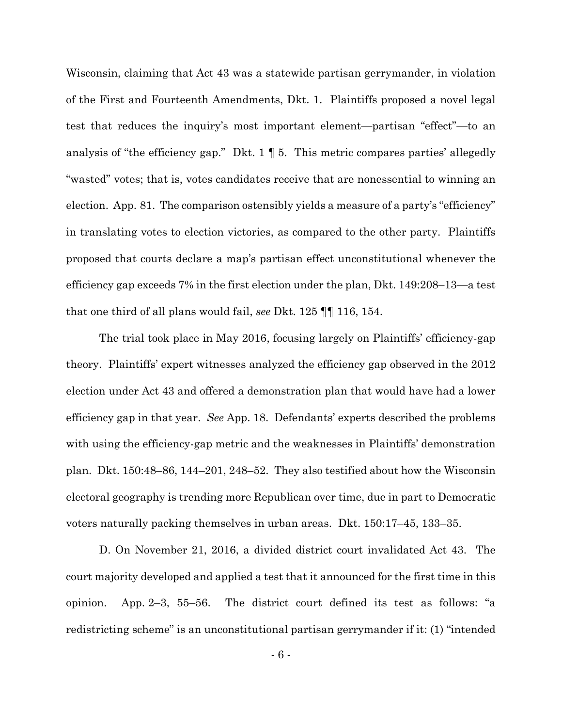Wisconsin, claiming that Act 43 was a statewide partisan gerrymander, in violation of the First and Fourteenth Amendments, Dkt. 1. Plaintiffs proposed a novel legal test that reduces the inquiry's most important element—partisan "effect"—to an analysis of "the efficiency gap." Dkt. 1 ¶ 5. This metric compares parties' allegedly "wasted" votes; that is, votes candidates receive that are nonessential to winning an election. App. 81. The comparison ostensibly yields a measure of a party's "efficiency" in translating votes to election victories, as compared to the other party. Plaintiffs proposed that courts declare a map's partisan effect unconstitutional whenever the efficiency gap exceeds 7% in the first election under the plan, Dkt. 149:208–13—a test that one third of all plans would fail, *see* Dkt. 125 ¶¶ 116, 154.

The trial took place in May 2016, focusing largely on Plaintiffs' efficiency-gap theory. Plaintiffs' expert witnesses analyzed the efficiency gap observed in the 2012 election under Act 43 and offered a demonstration plan that would have had a lower efficiency gap in that year. *See* App. 18. Defendants' experts described the problems with using the efficiency-gap metric and the weaknesses in Plaintiffs' demonstration plan. Dkt. 150:48–86, 144–201, 248–52. They also testified about how the Wisconsin electoral geography is trending more Republican over time, due in part to Democratic voters naturally packing themselves in urban areas. Dkt. 150:17–45, 133–35.

D. On November 21, 2016, a divided district court invalidated Act 43. The court majority developed and applied a test that it announced for the first time in this opinion. App. 2–3, 55–56. The district court defined its test as follows: "a redistricting scheme" is an unconstitutional partisan gerrymander if it: (1) "intended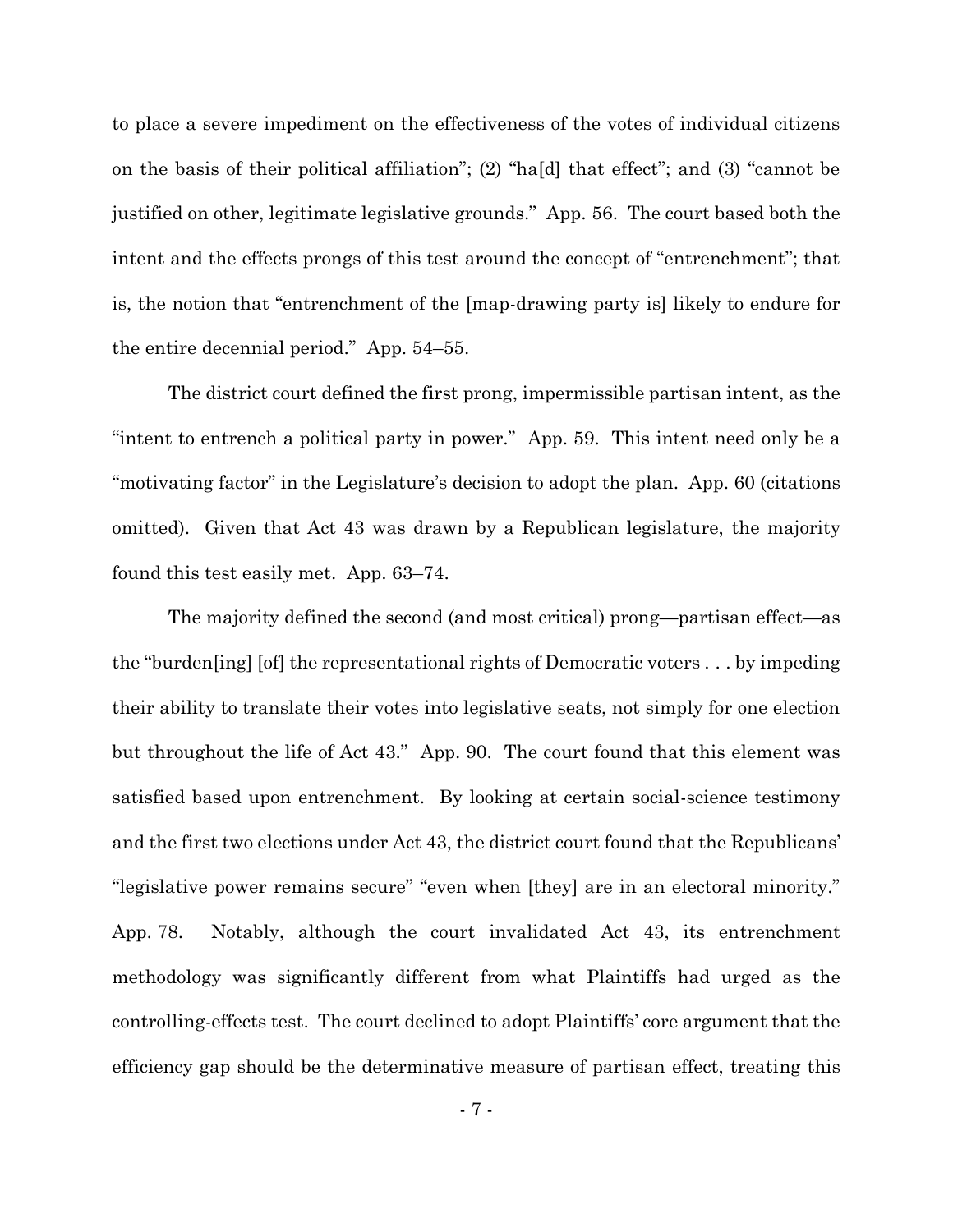to place a severe impediment on the effectiveness of the votes of individual citizens on the basis of their political affiliation"; (2) "ha[d] that effect"; and (3) "cannot be justified on other, legitimate legislative grounds." App. 56. The court based both the intent and the effects prongs of this test around the concept of "entrenchment"; that is, the notion that "entrenchment of the [map-drawing party is] likely to endure for the entire decennial period." App. 54–55.

The district court defined the first prong, impermissible partisan intent, as the "intent to entrench a political party in power." App. 59. This intent need only be a "motivating factor" in the Legislature's decision to adopt the plan. App. 60 (citations omitted). Given that Act 43 was drawn by a Republican legislature, the majority found this test easily met. App. 63–74.

The majority defined the second (and most critical) prong—partisan effect—as the "burden[ing] [of] the representational rights of Democratic voters . . . by impeding their ability to translate their votes into legislative seats, not simply for one election but throughout the life of Act 43." App. 90. The court found that this element was satisfied based upon entrenchment. By looking at certain social-science testimony and the first two elections under Act 43, the district court found that the Republicans' "legislative power remains secure" "even when [they] are in an electoral minority." App. 78. Notably, although the court invalidated Act 43, its entrenchment methodology was significantly different from what Plaintiffs had urged as the controlling-effects test. The court declined to adopt Plaintiffs' core argument that the efficiency gap should be the determinative measure of partisan effect, treating this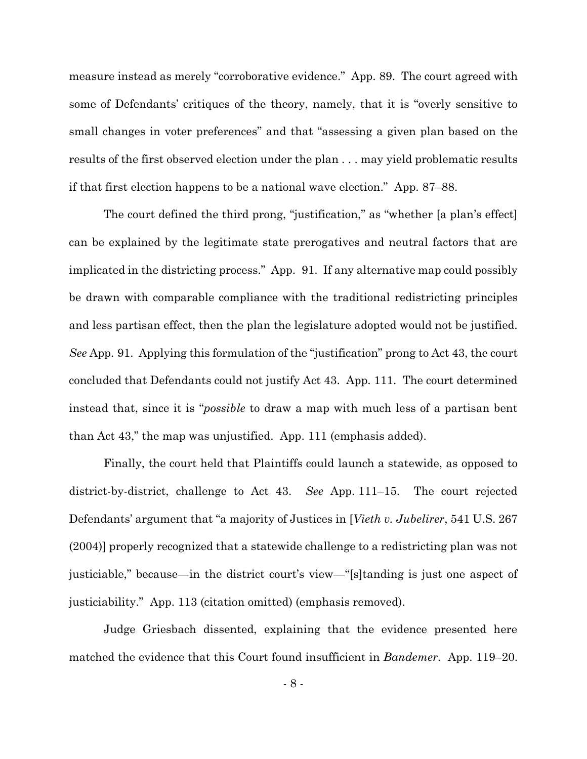measure instead as merely "corroborative evidence." App. 89. The court agreed with some of Defendants' critiques of the theory, namely, that it is "overly sensitive to small changes in voter preferences" and that "assessing a given plan based on the results of the first observed election under the plan . . . may yield problematic results if that first election happens to be a national wave election." App. 87–88.

The court defined the third prong, "justification," as "whether [a plan's effect] can be explained by the legitimate state prerogatives and neutral factors that are implicated in the districting process." App. 91. If any alternative map could possibly be drawn with comparable compliance with the traditional redistricting principles and less partisan effect, then the plan the legislature adopted would not be justified. *See* App. 91. Applying this formulation of the "justification" prong to Act 43, the court concluded that Defendants could not justify Act 43. App. 111. The court determined instead that, since it is "*possible* to draw a map with much less of a partisan bent than Act 43," the map was unjustified. App. 111 (emphasis added).

Finally, the court held that Plaintiffs could launch a statewide, as opposed to district-by-district, challenge to Act 43. *See* App. 111–15. The court rejected Defendants' argument that "a majority of Justices in [*Vieth v. Jubelirer*, 541 U.S. 267 (2004)] properly recognized that a statewide challenge to a redistricting plan was not justiciable," because—in the district court's view—"[s]tanding is just one aspect of justiciability." App. 113 (citation omitted) (emphasis removed).

Judge Griesbach dissented, explaining that the evidence presented here matched the evidence that this Court found insufficient in *Bandemer*. App. 119–20.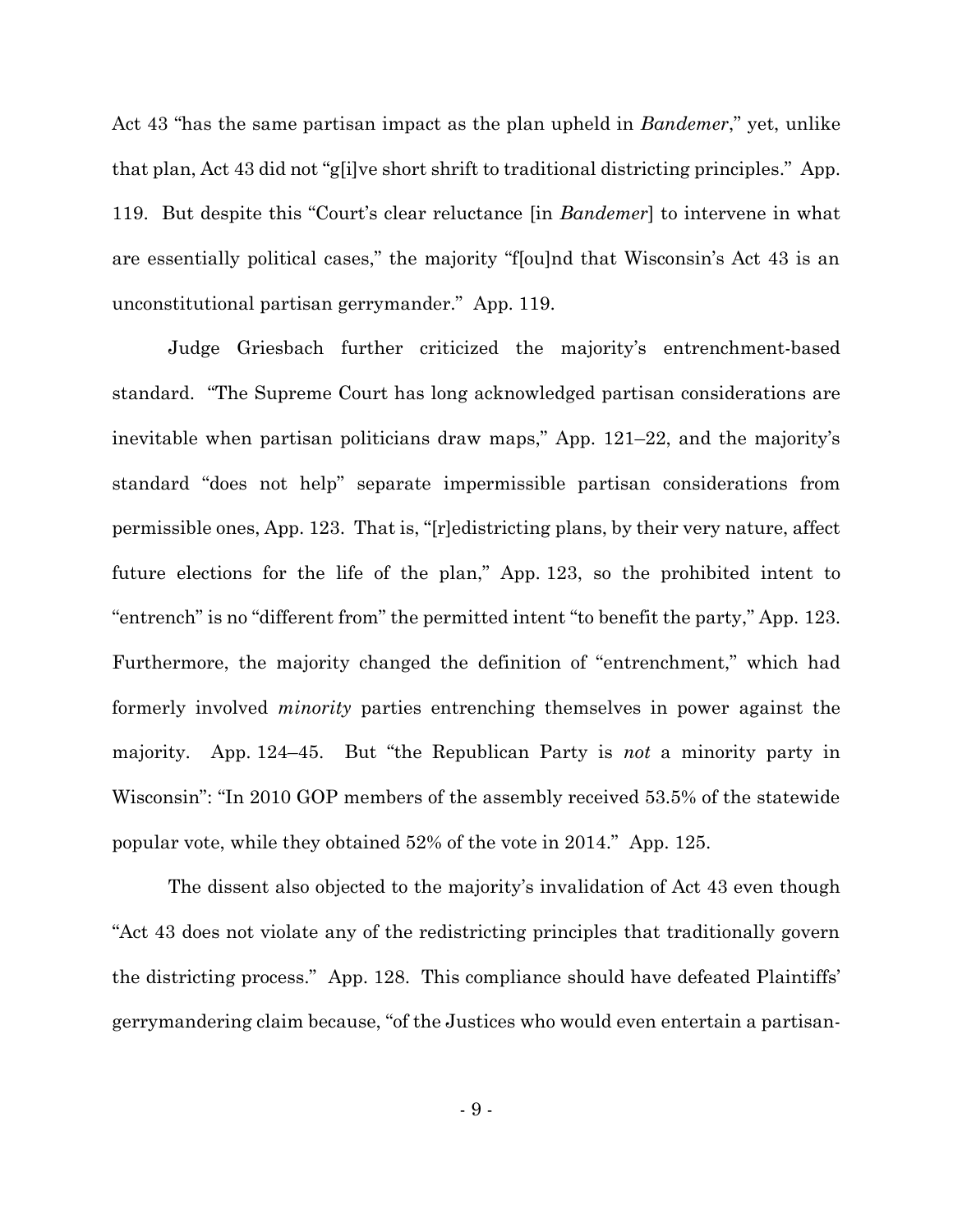Act 43 "has the same partisan impact as the plan upheld in *Bandemer*," yet, unlike that plan, Act 43 did not "g[i]ve short shrift to traditional districting principles." App. 119. But despite this "Court's clear reluctance [in *Bandemer*] to intervene in what are essentially political cases," the majority "f[ou]nd that Wisconsin's Act 43 is an unconstitutional partisan gerrymander." App. 119.

Judge Griesbach further criticized the majority's entrenchment-based standard. "The Supreme Court has long acknowledged partisan considerations are inevitable when partisan politicians draw maps," App. 121–22, and the majority's standard "does not help" separate impermissible partisan considerations from permissible ones, App. 123. That is, "[r]edistricting plans, by their very nature, affect future elections for the life of the plan," App. 123, so the prohibited intent to "entrench" is no "different from" the permitted intent "to benefit the party," App. 123. Furthermore, the majority changed the definition of "entrenchment," which had formerly involved *minority* parties entrenching themselves in power against the majority. App. 124–45. But "the Republican Party is *not* a minority party in Wisconsin": "In 2010 GOP members of the assembly received 53.5% of the statewide popular vote, while they obtained 52% of the vote in 2014." App. 125.

The dissent also objected to the majority's invalidation of Act 43 even though "Act 43 does not violate any of the redistricting principles that traditionally govern the districting process." App. 128. This compliance should have defeated Plaintiffs' gerrymandering claim because, "of the Justices who would even entertain a partisan-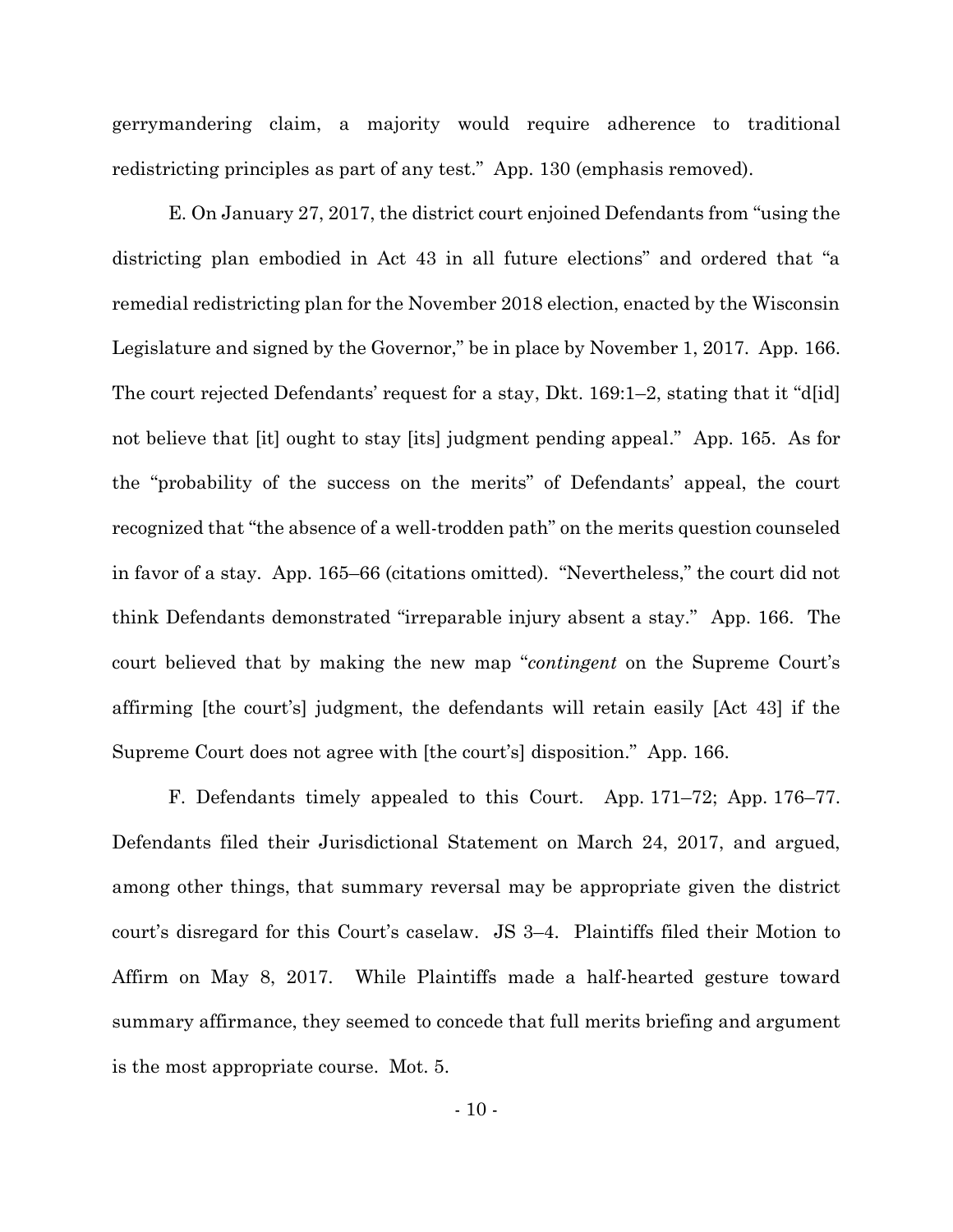gerrymandering claim, a majority would require adherence to traditional redistricting principles as part of any test." App. 130 (emphasis removed).

E. On January 27, 2017, the district court enjoined Defendants from "using the districting plan embodied in Act 43 in all future elections" and ordered that "a remedial redistricting plan for the November 2018 election, enacted by the Wisconsin Legislature and signed by the Governor," be in place by November 1, 2017. App. 166. The court rejected Defendants' request for a stay, Dkt. 169:1–2, stating that it "d[id] not believe that [it] ought to stay [its] judgment pending appeal." App. 165. As for the "probability of the success on the merits" of Defendants' appeal, the court recognized that "the absence of a well-trodden path" on the merits question counseled in favor of a stay. App. 165–66 (citations omitted). "Nevertheless," the court did not think Defendants demonstrated "irreparable injury absent a stay." App. 166. The court believed that by making the new map "*contingent* on the Supreme Court's affirming [the court's] judgment, the defendants will retain easily [Act 43] if the Supreme Court does not agree with [the court's] disposition." App. 166.

F. Defendants timely appealed to this Court. App. 171–72; App. 176–77. Defendants filed their Jurisdictional Statement on March 24, 2017, and argued, among other things, that summary reversal may be appropriate given the district court's disregard for this Court's caselaw. JS 3–4. Plaintiffs filed their Motion to Affirm on May 8, 2017. While Plaintiffs made a half-hearted gesture toward summary affirmance, they seemed to concede that full merits briefing and argument is the most appropriate course. Mot. 5.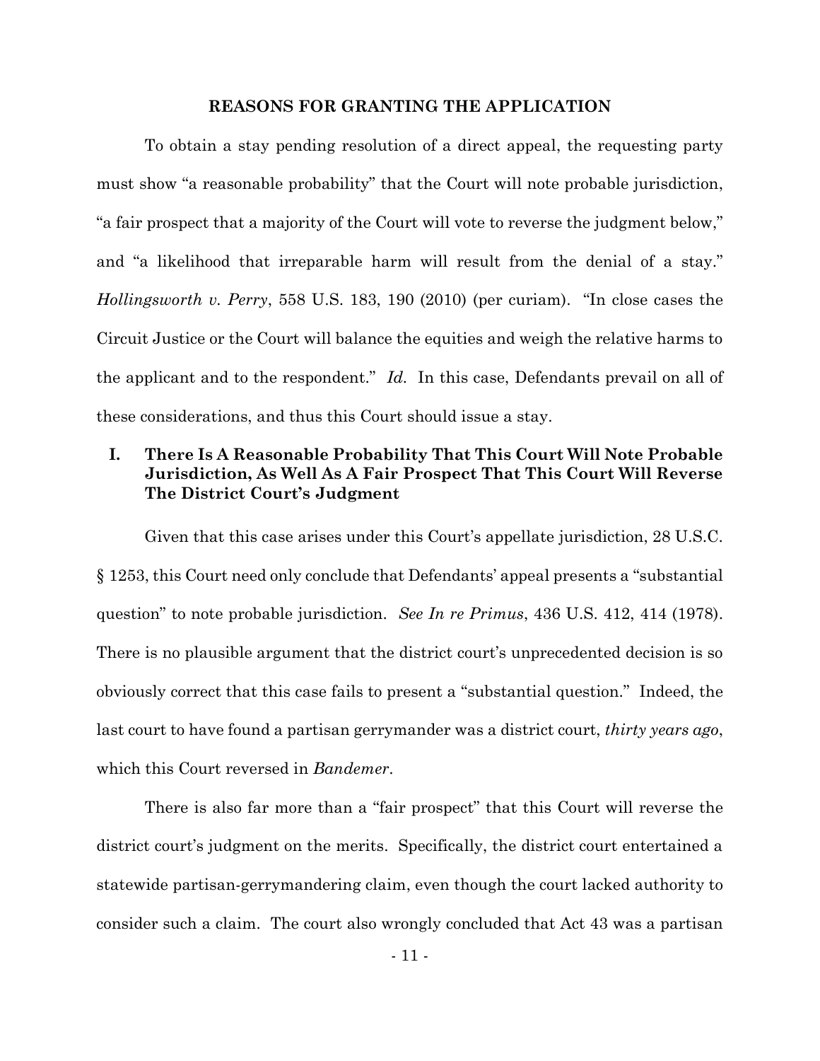## REASONS FOR GRANTING THE APPLICATION

To obtain a stay pending resolution of a direct appeal, the requesting party must show "a reasonable probability" that the Court will note probable jurisdiction, "a fair prospect that a majority of the Court will vote to reverse the judgment below," and "a likelihood that irreparable harm will result from the denial of a stay." *Hollingsworth v. Perry*, 558 U.S. 183, 190 (2010) (per curiam). "In close cases the Circuit Justice or the Court will balance the equities and weigh the relative harms to the applicant and to the respondent." *Id.* In this case, Defendants prevail on all of these considerations, and thus this Court should issue a stay.

### I. There Is A Reasonable Probability That This Court Will Note Probable Jurisdiction, As Well As A Fair Prospect That This Court Will Reverse The District Court's Judgment

Given that this case arises under this Court's appellate jurisdiction, 28 U.S.C. § 1253, this Court need only conclude that Defendants' appeal presents a "substantial question" to note probable jurisdiction. *See In re Primus*, 436 U.S. 412, 414 (1978). There is no plausible argument that the district court's unprecedented decision is so obviously correct that this case fails to present a "substantial question." Indeed, the last court to have found a partisan gerrymander was a district court, *thirty years ago*, which this Court reversed in *Bandemer*.

There is also far more than a "fair prospect" that this Court will reverse the district court's judgment on the merits. Specifically, the district court entertained a statewide partisan-gerrymandering claim, even though the court lacked authority to consider such a claim. The court also wrongly concluded that Act 43 was a partisan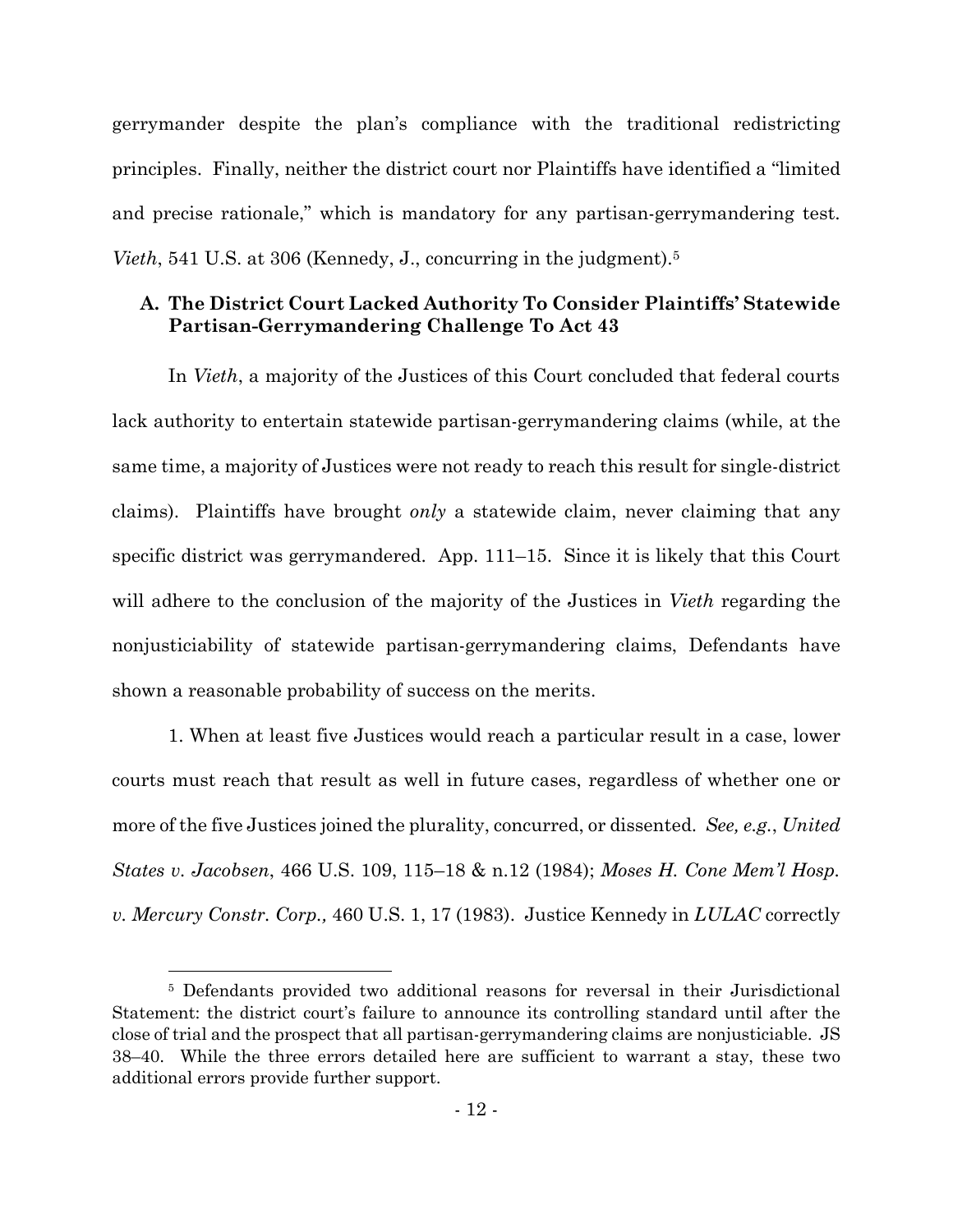gerrymander despite the plan's compliance with the traditional redistricting principles. Finally, neither the district court nor Plaintiffs have identified a "limited and precise rationale," which is mandatory for any partisan-gerrymandering test. *Vieth*, 541 U.S. at 306 (Kennedy, J., concurring in the judgment).[5]

### A. The District Court Lacked Authority To Consider Plaintiffs' Statewide Partisan-Gerrymandering Challenge To Act 43

In *Vieth*, a majority of the Justices of this Court concluded that federal courts lack authority to entertain statewide partisan-gerrymandering claims (while, at the same time, a majority of Justices were not ready to reach this result for single-district claims). Plaintiffs have brought *only* a statewide claim, never claiming that any specific district was gerrymandered. App. 111–15. Since it is likely that this Court will adhere to the conclusion of the majority of the Justices in *Vieth* regarding the nonjusticiability of statewide partisan-gerrymandering claims, Defendants have shown a reasonable probability of success on the merits.

1. When at least five Justices would reach a particular result in a case, lower courts must reach that result as well in future cases, regardless of whether one or more of the five Justices joined the plurality, concurred, or dissented. *See, e.g.*, *United States v. Jacobsen*, 466 U.S. 109, 115–18 & n.12 (1984); *Moses H. Cone Mem'l Hosp. v. Mercury Constr. Corp.,* 460 U.S. 1, 17 (1983). Justice Kennedy in *LULAC* correctly

[5] Defendants provided two additional reasons for reversal in their Jurisdictional Statement: the district court's failure to announce its controlling standard until after the close of trial and the prospect that all partisan-gerrymandering claims are nonjusticiable. JS 38–40. While the three errors detailed here are sufficient to warrant a stay, these two additional errors provide further support.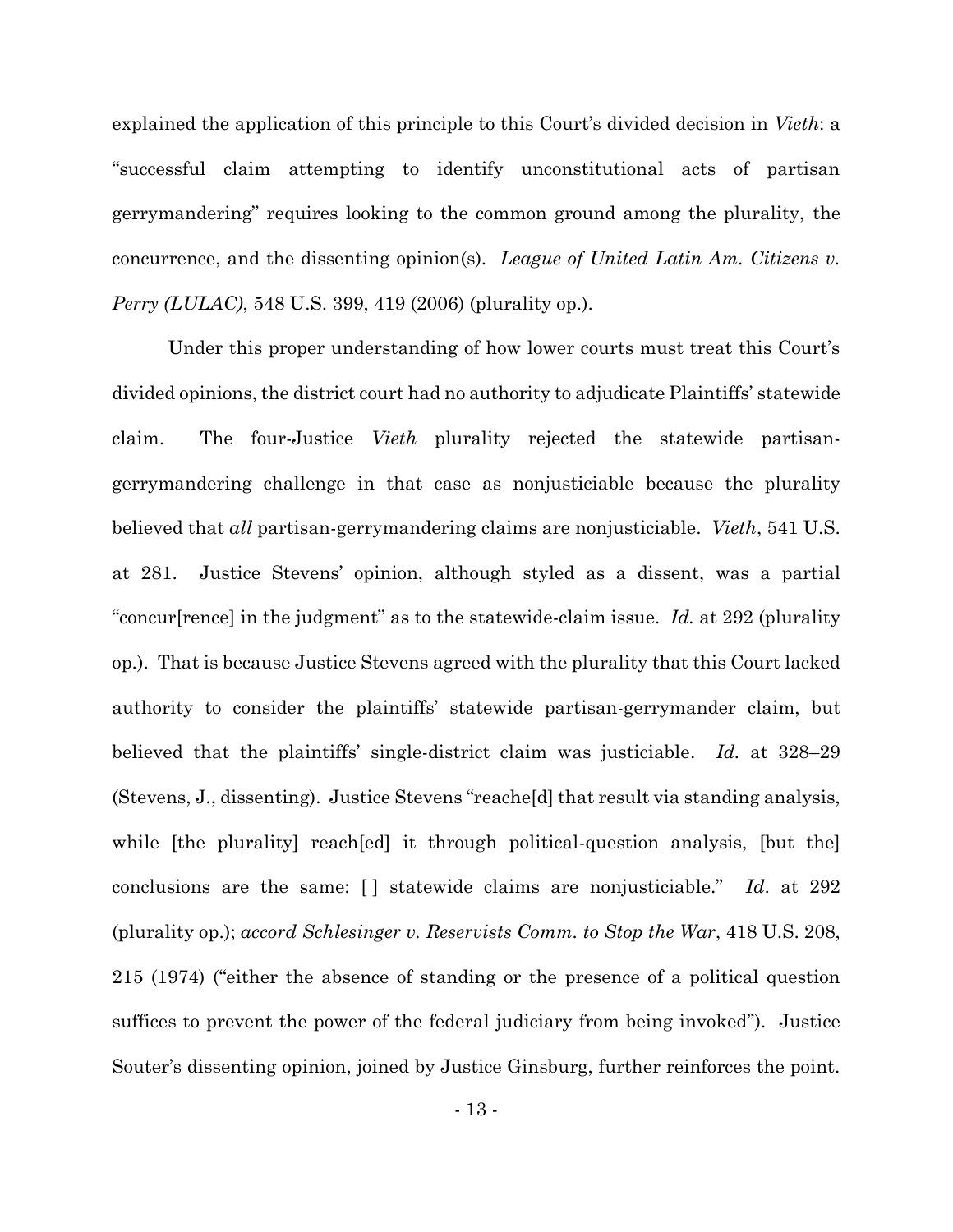explained the application of this principle to this Court's divided decision in *Vieth*: a "successful claim attempting to identify unconstitutional acts of partisan gerrymandering" requires looking to the common ground among the plurality, the concurrence, and the dissenting opinion(s). *League of United Latin Am. Citizens v. Perry (LULAC)*, 548 U.S. 399, 419 (2006) (plurality op.).

Under this proper understanding of how lower courts must treat this Court's divided opinions, the district court had no authority to adjudicate Plaintiffs' statewide claim. The four-Justice *Vieth* plurality rejected the statewide partisan-gerrymandering challenge in that case as nonjusticiable because the plurality believed that *all* partisan-gerrymandering claims are nonjusticiable. *Vieth*, 541 U.S. at 281. Justice Stevens' opinion, although styled as a dissent, was a partial "concur[rence] in the judgment" as to the statewide-claim issue. *Id.* at 292 (plurality op.). That is because Justice Stevens agreed with the plurality that this Court lacked authority to consider the plaintiffs' statewide partisan-gerrymander claim, but believed that the plaintiffs' single-district claim was justiciable. *Id.* at 328–29 (Stevens, J., dissenting). Justice Stevens "reache[d] that result via standing analysis, while [the plurality] reach[ed] it through political-question analysis, [but the] conclusions are the same: [ ] statewide claims are nonjusticiable." *Id.* at 292 (plurality op.); *accord Schlesinger v. Reservists Comm. to Stop the War*, 418 U.S. 208, 215 (1974) ("either the absence of standing or the presence of a political question suffices to prevent the power of the federal judiciary from being invoked"). Justice Souter's dissenting opinion, joined by Justice Ginsburg, further reinforces the point.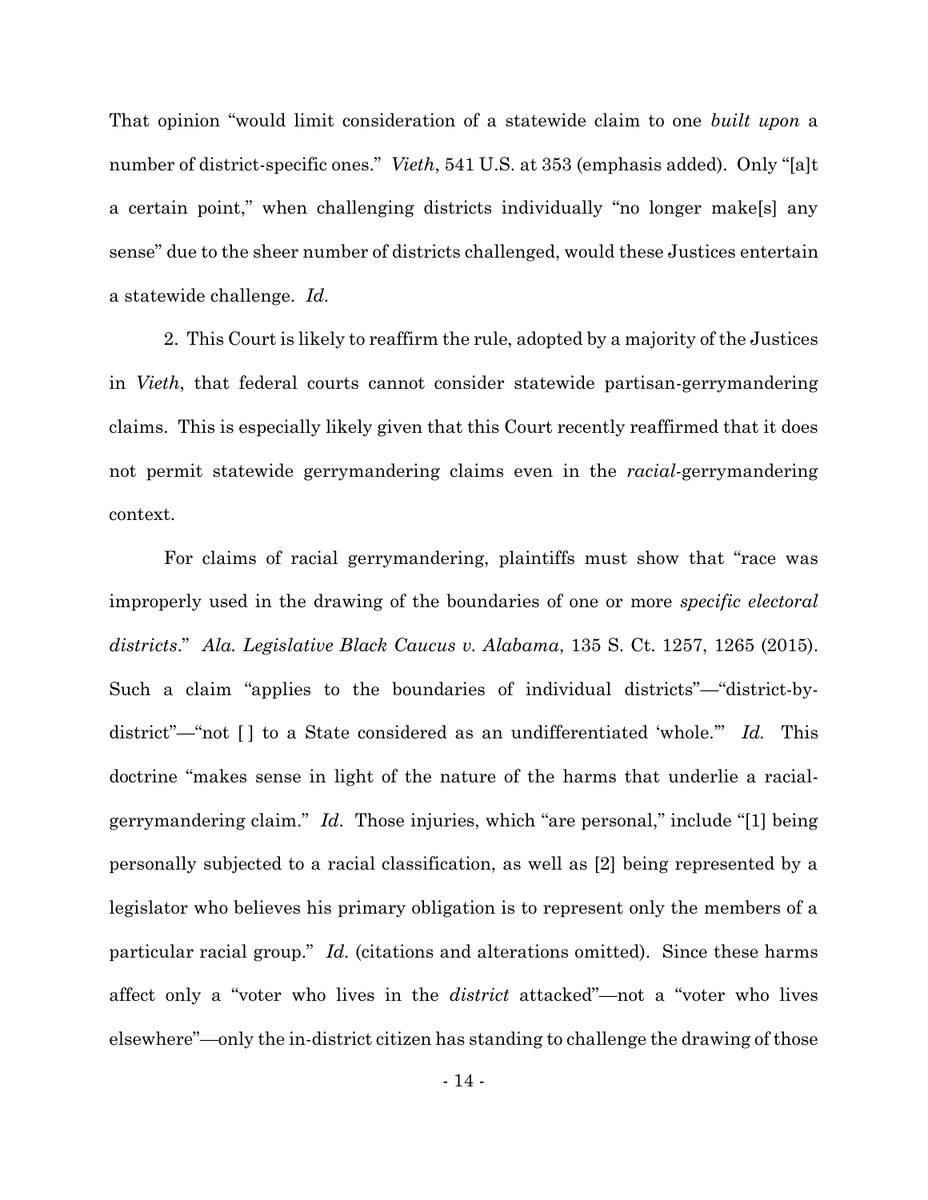That opinion "would limit consideration of a statewide claim to one *built upon* a number of district-specific ones." *Vieth*, 541 U.S. at 353 (emphasis added). Only "[a]t a certain point," when challenging districts individually "no longer make[s] any sense" due to the sheer number of districts challenged, would these Justices entertain a statewide challenge. *Id.*

2. This Court is likely to reaffirm the rule, adopted by a majority of the Justices in *Vieth*, that federal courts cannot consider statewide partisan-gerrymandering claims. This is especially likely given that this Court recently reaffirmed that it does not permit statewide gerrymandering claims even in the *racial*-gerrymandering context.

For claims of racial gerrymandering, plaintiffs must show that "race was improperly used in the drawing of the boundaries of one or more *specific electoral districts*." *Ala. Legislative Black Caucus v. Alabama*, 135 S. Ct. 1257, 1265 (2015). Such a claim "applies to the boundaries of individual districts"—"district-by-district"—"not [ ] to a State considered as an undifferentiated 'whole.'" *Id.* This doctrine "makes sense in light of the nature of the harms that underlie a racial-gerrymandering claim." *Id.* Those injuries, which "are personal," include "[1] being personally subjected to a racial classification, as well as [2] being represented by a legislator who believes his primary obligation is to represent only the members of a particular racial group." *Id.* (citations and alterations omitted). Since these harms affect only a "voter who lives in the *district* attacked"—not a "voter who lives elsewhere"—only the in-district citizen has standing to challenge the drawing of those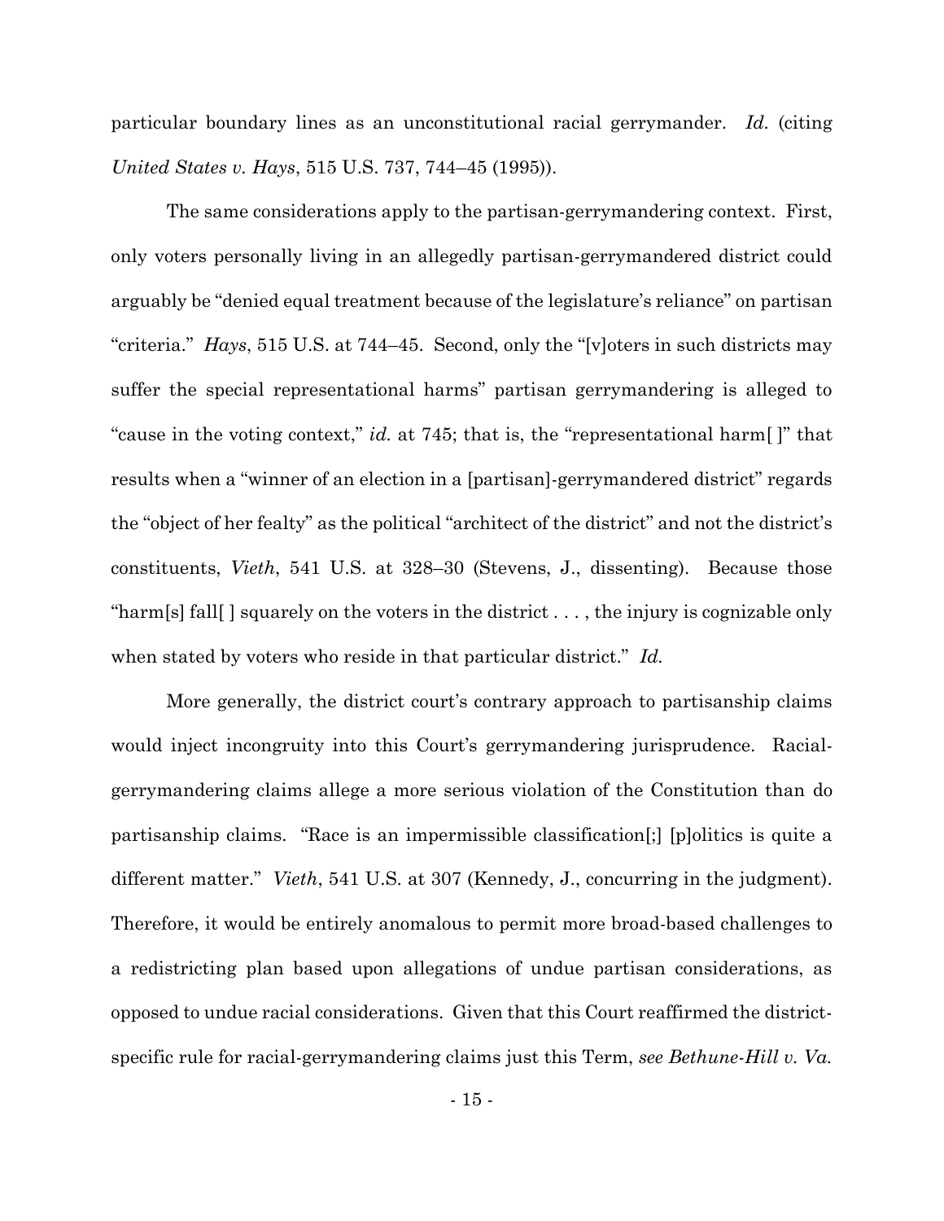particular boundary lines as an unconstitutional racial gerrymander. *Id.* (citing *United States v. Hays*, 515 U.S. 737, 744–45 (1995)).

The same considerations apply to the partisan-gerrymandering context. First, only voters personally living in an allegedly partisan-gerrymandered district could arguably be "denied equal treatment because of the legislature's reliance" on partisan "criteria." *Hays*, 515 U.S. at 744–45. Second, only the "[v]oters in such districts may suffer the special representational harms" partisan gerrymandering is alleged to "cause in the voting context," *id.* at 745; that is, the "representational harm[ ]" that results when a "winner of an election in a [partisan]-gerrymandered district" regards the "object of her fealty" as the political "architect of the district" and not the district's constituents, *Vieth*, 541 U.S. at 328–30 (Stevens, J., dissenting). Because those "harm[s] fall[ ] squarely on the voters in the district . . . , the injury is cognizable only when stated by voters who reside in that particular district." *Id.*

More generally, the district court's contrary approach to partisanship claims would inject incongruity into this Court's gerrymandering jurisprudence. Racial-gerrymandering claims allege a more serious violation of the Constitution than do partisanship claims. "Race is an impermissible classification[;] [p]olitics is quite a different matter." *Vieth*, 541 U.S. at 307 (Kennedy, J., concurring in the judgment). Therefore, it would be entirely anomalous to permit more broad-based challenges to a redistricting plan based upon allegations of undue partisan considerations, as opposed to undue racial considerations. Given that this Court reaffirmed the district-specific rule for racial-gerrymandering claims just this Term, *see Bethune-Hill v. Va.*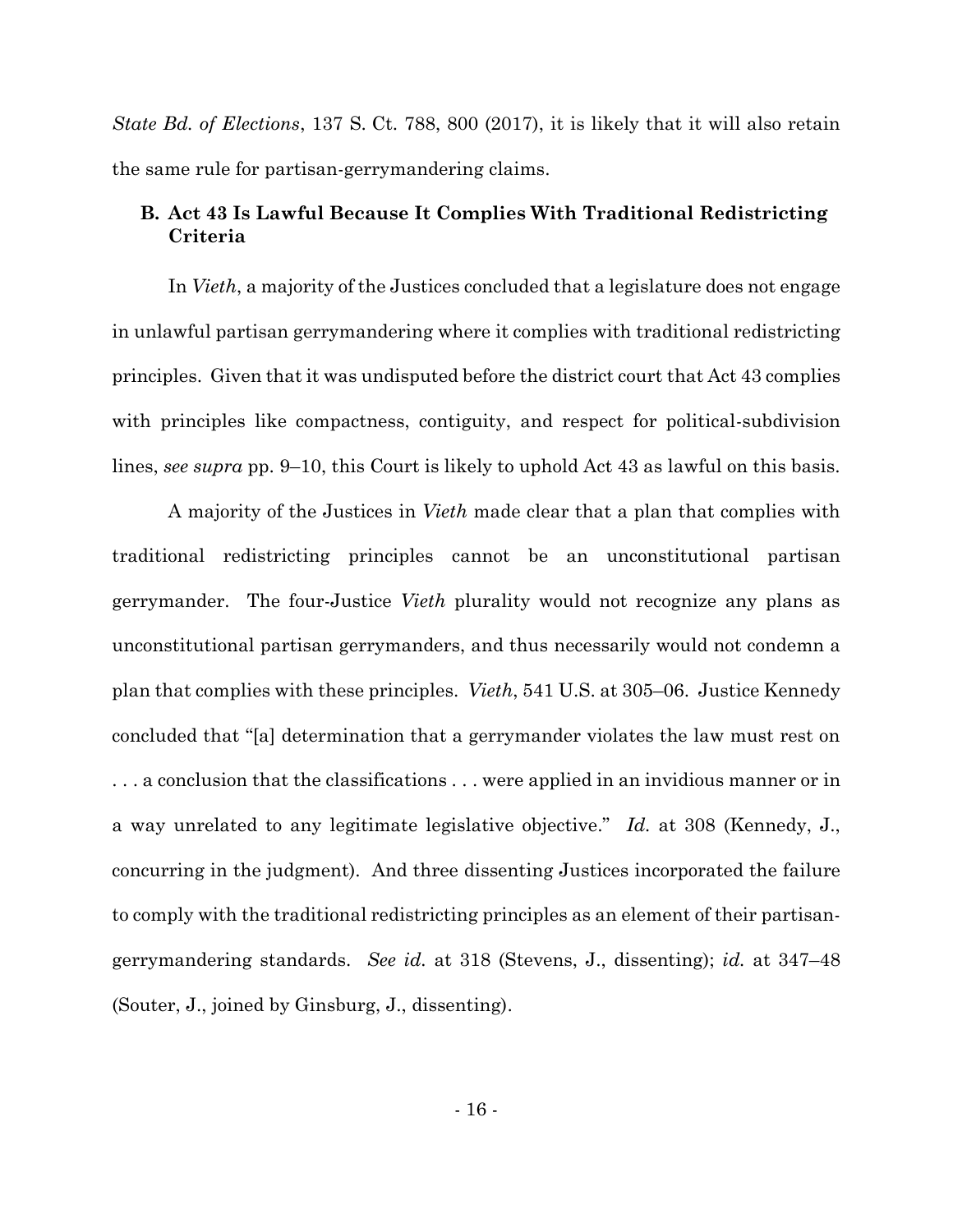*State Bd. of Elections*, 137 S. Ct. 788, 800 (2017), it is likely that it will also retain the same rule for partisan-gerrymandering claims.

### B. Act 43 Is Lawful Because It Complies With Traditional Redistricting Criteria

In *Vieth*, a majority of the Justices concluded that a legislature does not engage in unlawful partisan gerrymandering where it complies with traditional redistricting principles. Given that it was undisputed before the district court that Act 43 complies with principles like compactness, contiguity, and respect for political-subdivision lines, *see supra* pp. 9–10, this Court is likely to uphold Act 43 as lawful on this basis.

A majority of the Justices in *Vieth* made clear that a plan that complies with traditional redistricting principles cannot be an unconstitutional partisan gerrymander. The four-Justice *Vieth* plurality would not recognize any plans as unconstitutional partisan gerrymanders, and thus necessarily would not condemn a plan that complies with these principles. *Vieth*, 541 U.S. at 305–06. Justice Kennedy concluded that "[a] determination that a gerrymander violates the law must rest on . . . a conclusion that the classifications . . . were applied in an invidious manner or in a way unrelated to any legitimate legislative objective." *Id.* at 308 (Kennedy, J., concurring in the judgment). And three dissenting Justices incorporated the failure to comply with the traditional redistricting principles as an element of their partisan-gerrymandering standards. *See id.* at 318 (Stevens, J., dissenting); *id.* at 347–48 (Souter, J., joined by Ginsburg, J., dissenting).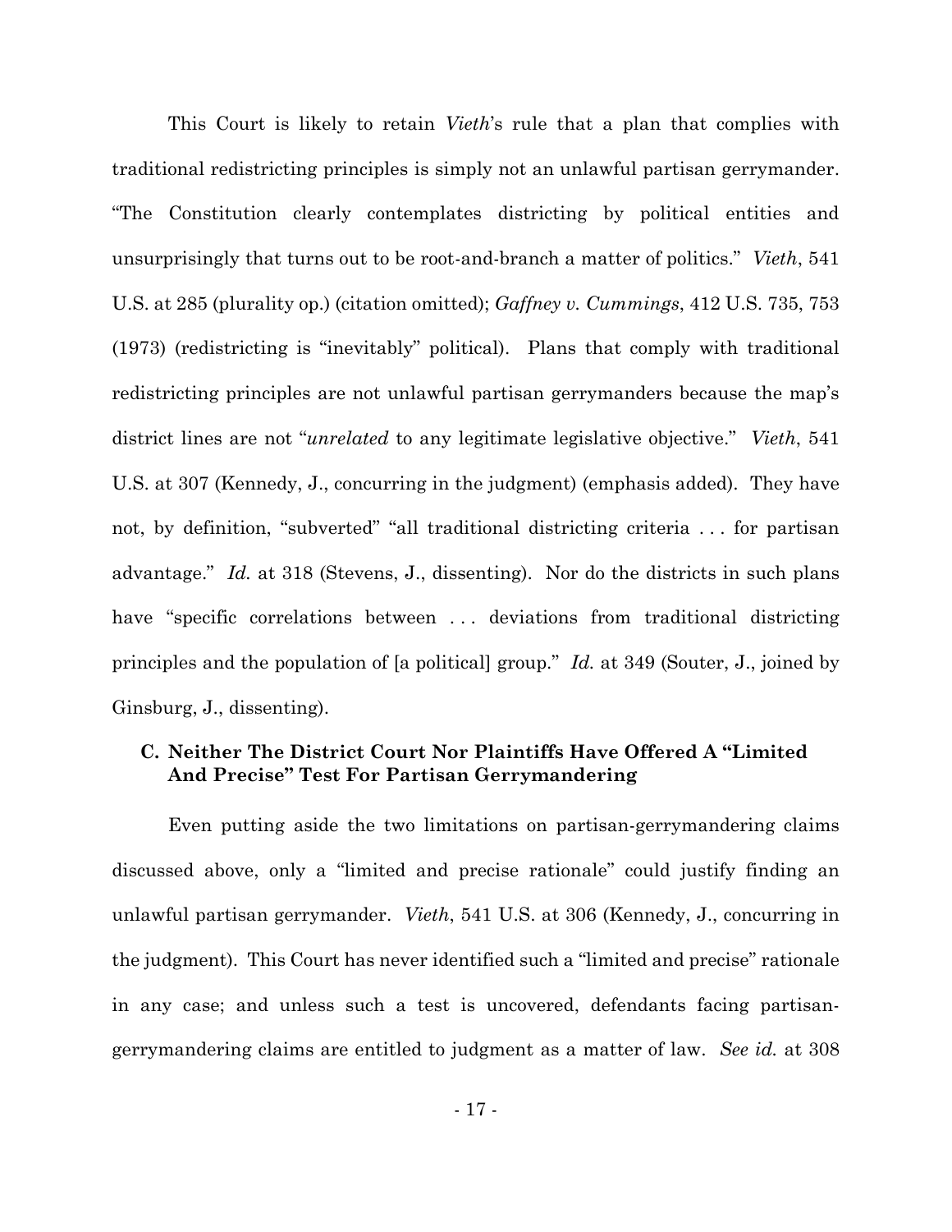This Court is likely to retain *Vieth*'s rule that a plan that complies with traditional redistricting principles is simply not an unlawful partisan gerrymander. "The Constitution clearly contemplates districting by political entities and unsurprisingly that turns out to be root-and-branch a matter of politics." *Vieth*, 541 U.S. at 285 (plurality op.) (citation omitted); *Gaffney v. Cummings*, 412 U.S. 735, 753 (1973) (redistricting is "inevitably" political). Plans that comply with traditional redistricting principles are not unlawful partisan gerrymanders because the map's district lines are not "*unrelated* to any legitimate legislative objective." *Vieth*, 541 U.S. at 307 (Kennedy, J., concurring in the judgment) (emphasis added). They have not, by definition, "subverted" "all traditional districting criteria . . . for partisan advantage." *Id.* at 318 (Stevens, J., dissenting). Nor do the districts in such plans have "specific correlations between . . . deviations from traditional districting principles and the population of [a political] group." *Id.* at 349 (Souter, J., joined by Ginsburg, J., dissenting).

### C. Neither The District Court Nor Plaintiffs Have Offered A "Limited And Precise" Test For Partisan Gerrymandering

Even putting aside the two limitations on partisan-gerrymandering claims discussed above, only a "limited and precise rationale" could justify finding an unlawful partisan gerrymander. *Vieth*, 541 U.S. at 306 (Kennedy, J., concurring in the judgment). This Court has never identified such a "limited and precise" rationale in any case; and unless such a test is uncovered, defendants facing partisan-gerrymandering claims are entitled to judgment as a matter of law. *See id.* at 308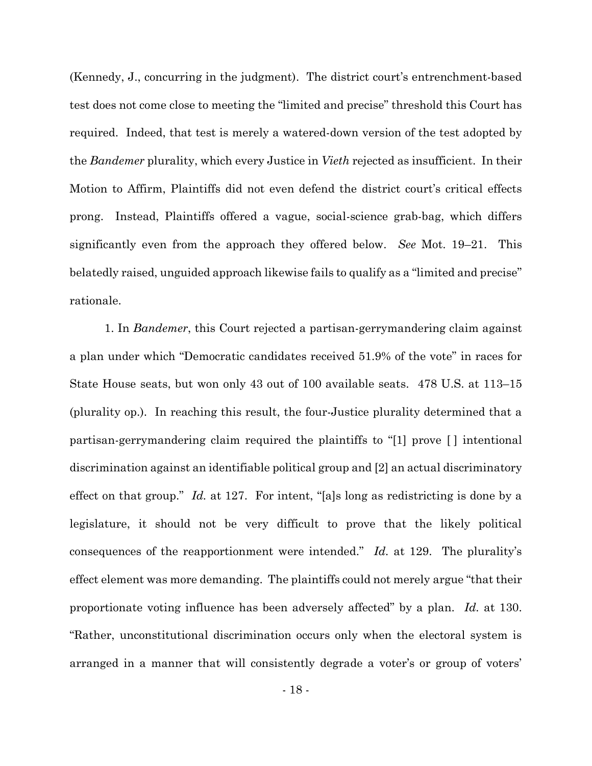(Kennedy, J., concurring in the judgment). The district court's entrenchment-based test does not come close to meeting the "limited and precise" threshold this Court has required. Indeed, that test is merely a watered-down version of the test adopted by the *Bandemer* plurality, which every Justice in *Vieth* rejected as insufficient. In their Motion to Affirm, Plaintiffs did not even defend the district court's critical effects prong. Instead, Plaintiffs offered a vague, social-science grab-bag, which differs significantly even from the approach they offered below. *See* Mot. 19–21. This belatedly raised, unguided approach likewise fails to qualify as a "limited and precise" rationale.

1. In *Bandemer*, this Court rejected a partisan-gerrymandering claim against a plan under which "Democratic candidates received 51.9% of the vote" in races for State House seats, but won only 43 out of 100 available seats. 478 U.S. at 113–15 (plurality op.). In reaching this result, the four-Justice plurality determined that a partisan-gerrymandering claim required the plaintiffs to "[1] prove [ ] intentional discrimination against an identifiable political group and [2] an actual discriminatory effect on that group." *Id.* at 127. For intent, "[a]s long as redistricting is done by a legislature, it should not be very difficult to prove that the likely political consequences of the reapportionment were intended." *Id.* at 129. The plurality's effect element was more demanding. The plaintiffs could not merely argue "that their proportionate voting influence has been adversely affected" by a plan. *Id.* at 130. "Rather, unconstitutional discrimination occurs only when the electoral system is arranged in a manner that will consistently degrade a voter's or group of voters'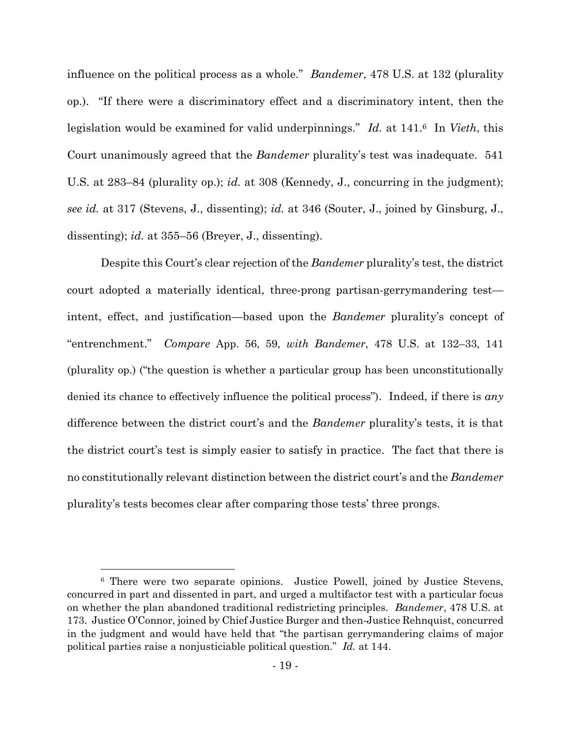influence on the political process as a whole." *Bandemer*, 478 U.S. at 132 (plurality op.). "If there were a discriminatory effect and a discriminatory intent, then the legislation would be examined for valid underpinnings." *Id.* at 141.[6] In *Vieth*, this Court unanimously agreed that the *Bandemer* plurality's test was inadequate. 541 U.S. at 283–84 (plurality op.); *id.* at 308 (Kennedy, J., concurring in the judgment); *see id.* at 317 (Stevens, J., dissenting); *id.* at 346 (Souter, J., joined by Ginsburg, J., dissenting); *id.* at 355–56 (Breyer, J., dissenting).

Despite this Court's clear rejection of the *Bandemer* plurality's test, the district court adopted a materially identical, three-prong partisan-gerrymandering test—intent, effect, and justification—based upon the *Bandemer* plurality's concept of "entrenchment." *Compare* App. 56, 59, *with Bandemer*, 478 U.S. at 132–33, 141 (plurality op.) ("the question is whether a particular group has been unconstitutionally denied its chance to effectively influence the political process"). Indeed, if there is *any* difference between the district court's and the *Bandemer* plurality's tests, it is that the district court's test is simply easier to satisfy in practice. The fact that there is no constitutionally relevant distinction between the district court's and the *Bandemer* plurality's tests becomes clear after comparing those tests' three prongs.

---

[6] There were two separate opinions. Justice Powell, joined by Justice Stevens, concurred in part and dissented in part, and urged a multifactor test with a particular focus on whether the plan abandoned traditional redistricting principles. *Bandemer*, 478 U.S. at 173. Justice O'Connor, joined by Chief Justice Burger and then-Justice Rehnquist, concurred in the judgment and would have held that "the partisan gerrymandering claims of major political parties raise a nonjusticiable political question." *Id.* at 144.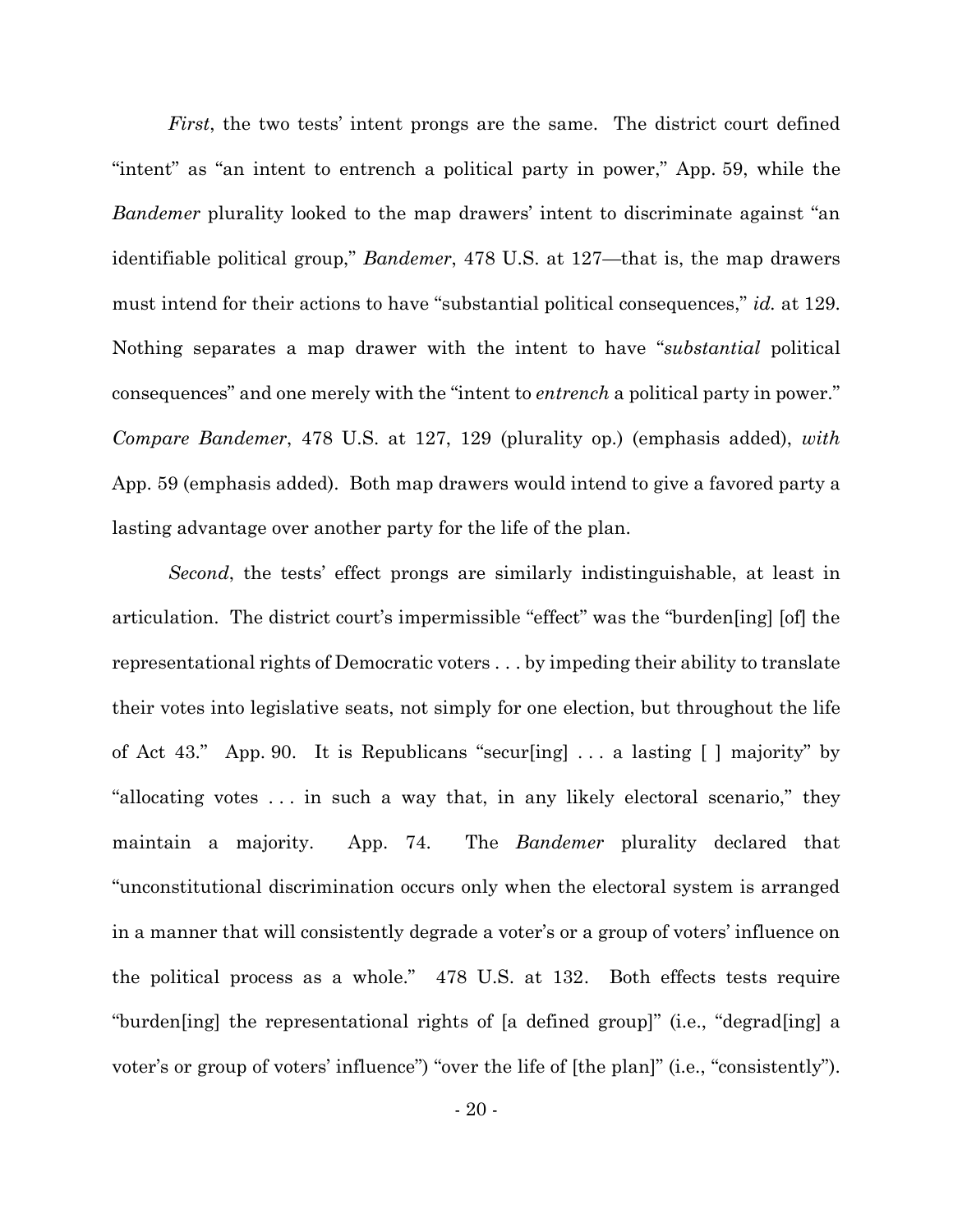*First*, the two tests' intent prongs are the same. The district court defined "intent" as "an intent to entrench a political party in power," App. 59, while the *Bandemer* plurality looked to the map drawers' intent to discriminate against "an identifiable political group," *Bandemer*, 478 U.S. at 127—that is, the map drawers must intend for their actions to have "substantial political consequences," *id.* at 129. Nothing separates a map drawer with the intent to have "*substantial* political consequences" and one merely with the "intent to *entrench* a political party in power." *Compare Bandemer*, 478 U.S. at 127, 129 (plurality op.) (emphasis added), *with* App. 59 (emphasis added). Both map drawers would intend to give a favored party a lasting advantage over another party for the life of the plan.

*Second*, the tests' effect prongs are similarly indistinguishable, at least in articulation. The district court's impermissible "effect" was the "burden[ing] [of] the representational rights of Democratic voters . . . by impeding their ability to translate their votes into legislative seats, not simply for one election, but throughout the life of Act 43." App. 90. It is Republicans "secur[ing] . . . a lasting [ ] majority" by "allocating votes . . . in such a way that, in any likely electoral scenario," they maintain a majority. App. 74. The *Bandemer* plurality declared that "unconstitutional discrimination occurs only when the electoral system is arranged in a manner that will consistently degrade a voter's or a group of voters' influence on the political process as a whole." 478 U.S. at 132. Both effects tests require "burden[ing] the representational rights of [a defined group]" (i.e., "degrad[ing] a voter's or group of voters' influence") "over the life of [the plan]" (i.e., "consistently").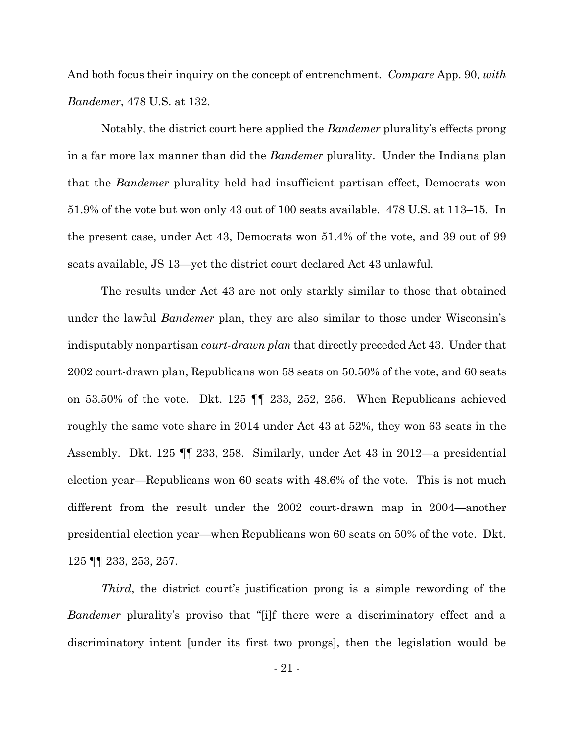And both focus their inquiry on the concept of entrenchment. *Compare* App. 90, *with* *Bandemer*, 478 U.S. at 132.

Notably, the district court here applied the *Bandemer* plurality's effects prong in a far more lax manner than did the *Bandemer* plurality. Under the Indiana plan that the *Bandemer* plurality held had insufficient partisan effect, Democrats won 51.9% of the vote but won only 43 out of 100 seats available. 478 U.S. at 113–15. In the present case, under Act 43, Democrats won 51.4% of the vote, and 39 out of 99 seats available, JS 13—yet the district court declared Act 43 unlawful.

The results under Act 43 are not only starkly similar to those that obtained under the lawful *Bandemer* plan, they are also similar to those under Wisconsin's indisputably nonpartisan *court-drawn plan* that directly preceded Act 43. Under that 2002 court-drawn plan, Republicans won 58 seats on 50.50% of the vote, and 60 seats on 53.50% of the vote. Dkt. 125 ¶¶ 233, 252, 256. When Republicans achieved roughly the same vote share in 2014 under Act 43 at 52%, they won 63 seats in the Assembly. Dkt. 125 ¶¶ 233, 258. Similarly, under Act 43 in 2012—a presidential election year—Republicans won 60 seats with 48.6% of the vote. This is not much different from the result under the 2002 court-drawn map in 2004—another presidential election year—when Republicans won 60 seats on 50% of the vote. Dkt. 125 ¶¶ 233, 253, 257.

*Third*, the district court's justification prong is a simple rewording of the *Bandemer* plurality's proviso that "[i]f there were a discriminatory effect and a discriminatory intent [under its first two prongs], then the legislation would be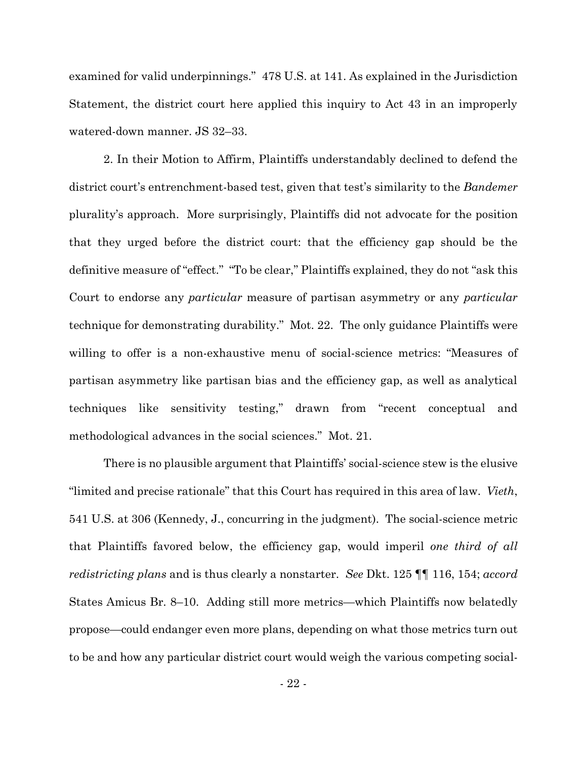examined for valid underpinnings." 478 U.S. at 141. As explained in the Jurisdiction Statement, the district court here applied this inquiry to Act 43 in an improperly watered-down manner. JS 32–33.

2. In their Motion to Affirm, Plaintiffs understandably declined to defend the district court's entrenchment-based test, given that test's similarity to the *Bandemer* plurality's approach. More surprisingly, Plaintiffs did not advocate for the position that they urged before the district court: that the efficiency gap should be the definitive measure of "effect." "To be clear," Plaintiffs explained, they do not "ask this Court to endorse any *particular* measure of partisan asymmetry or any *particular* technique for demonstrating durability." Mot. 22. The only guidance Plaintiffs were willing to offer is a non-exhaustive menu of social-science metrics: "Measures of partisan asymmetry like partisan bias and the efficiency gap, as well as analytical techniques like sensitivity testing," drawn from "recent conceptual and methodological advances in the social sciences." Mot. 21.

There is no plausible argument that Plaintiffs' social-science stew is the elusive "limited and precise rationale" that this Court has required in this area of law. *Vieth*, 541 U.S. at 306 (Kennedy, J., concurring in the judgment). The social-science metric that Plaintiffs favored below, the efficiency gap, would imperil *one third of all redistricting plans* and is thus clearly a nonstarter. *See* Dkt. 125 ¶¶ 116, 154; *accord* States Amicus Br. 8–10. Adding still more metrics—which Plaintiffs now belatedly propose—could endanger even more plans, depending on what those metrics turn out to be and how any particular district court would weigh the various competing social-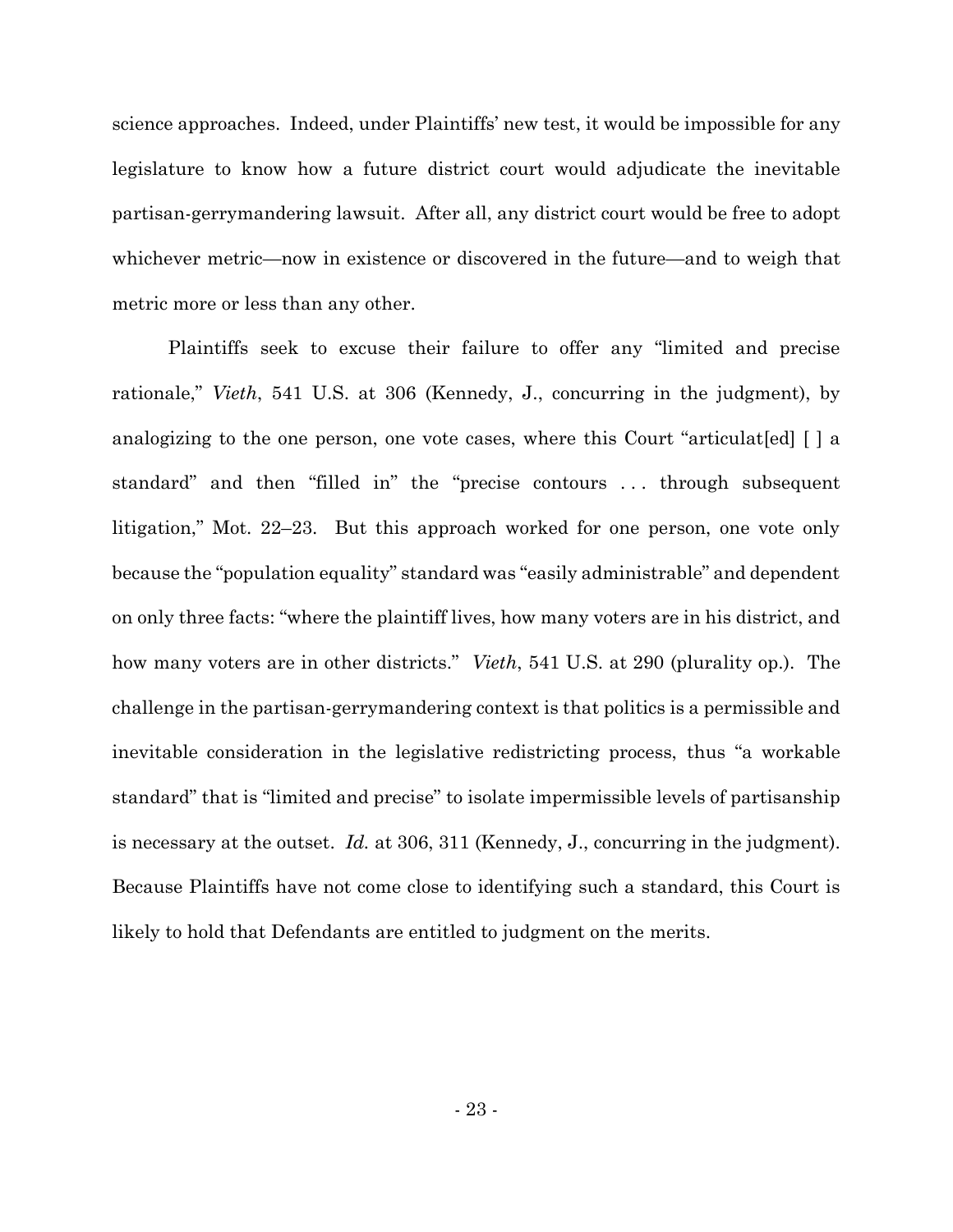science approaches. Indeed, under Plaintiffs' new test, it would be impossible for any legislature to know how a future district court would adjudicate the inevitable partisan-gerrymandering lawsuit. After all, any district court would be free to adopt whichever metric—now in existence or discovered in the future—and to weigh that metric more or less than any other.

Plaintiffs seek to excuse their failure to offer any "limited and precise rationale," *Vieth*, 541 U.S. at 306 (Kennedy, J., concurring in the judgment), by analogizing to the one person, one vote cases, where this Court "articulat[ed] [ ] a standard" and then "filled in" the "precise contours . . . through subsequent litigation," Mot. 22–23. But this approach worked for one person, one vote only because the "population equality" standard was "easily administrable" and dependent on only three facts: "where the plaintiff lives, how many voters are in his district, and how many voters are in other districts." *Vieth*, 541 U.S. at 290 (plurality op.). The challenge in the partisan-gerrymandering context is that politics is a permissible and inevitable consideration in the legislative redistricting process, thus "a workable standard" that is "limited and precise" to isolate impermissible levels of partisanship is necessary at the outset. *Id.* at 306, 311 (Kennedy, J., concurring in the judgment). Because Plaintiffs have not come close to identifying such a standard, this Court is likely to hold that Defendants are entitled to judgment on the merits.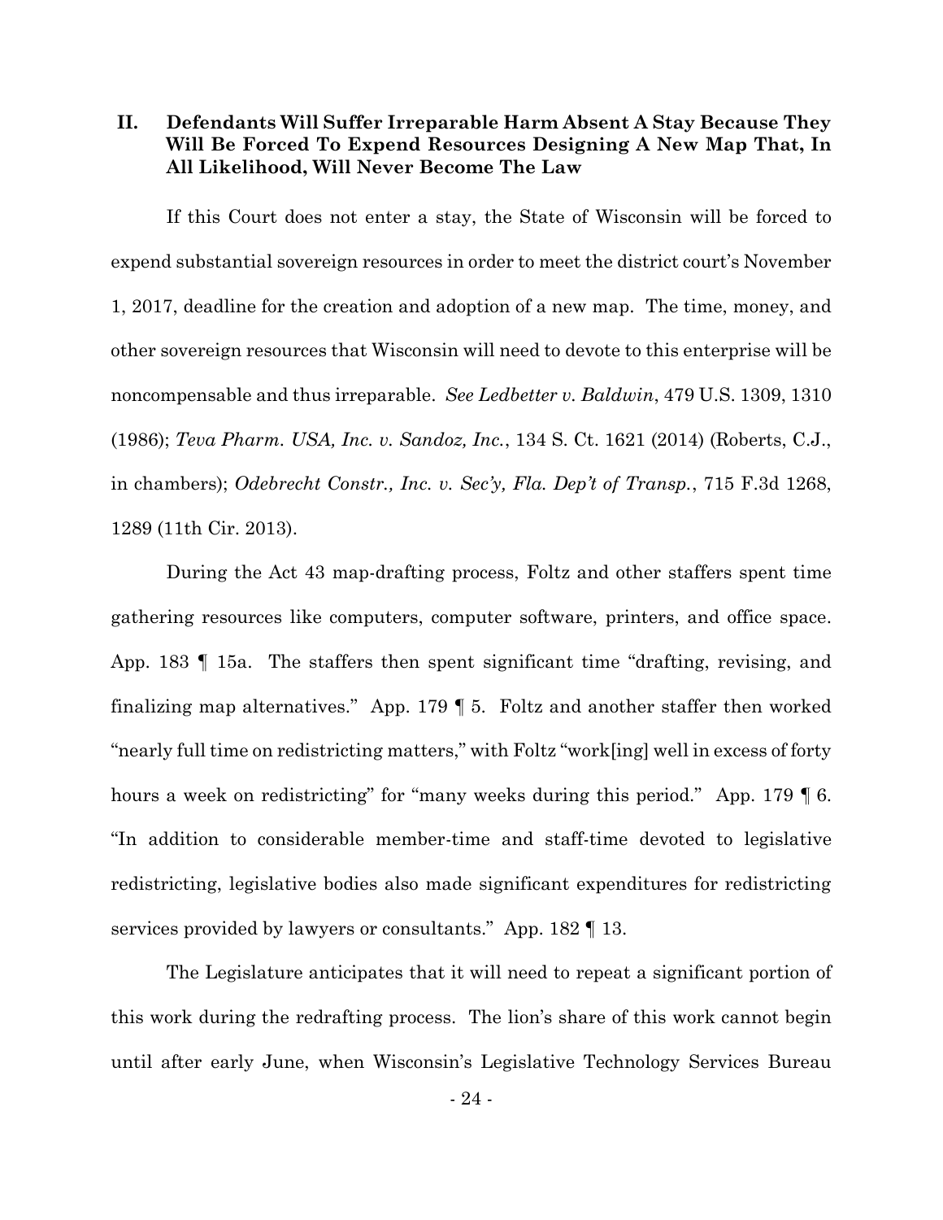## II. Defendants Will Suffer Irreparable Harm Absent A Stay Because They Will Be Forced To Expend Resources Designing A New Map That, In All Likelihood, Will Never Become The Law

If this Court does not enter a stay, the State of Wisconsin will be forced to expend substantial sovereign resources in order to meet the district court's November 1, 2017, deadline for the creation and adoption of a new map. The time, money, and other sovereign resources that Wisconsin will need to devote to this enterprise will be noncompensable and thus irreparable. *See Ledbetter v. Baldwin*, 479 U.S. 1309, 1310 (1986); *Teva Pharm. USA, Inc. v. Sandoz, Inc.*, 134 S. Ct. 1621 (2014) (Roberts, C.J., in chambers); *Odebrecht Constr., Inc. v. Sec'y, Fla. Dep't of Transp.*, 715 F.3d 1268, 1289 (11th Cir. 2013).

During the Act 43 map-drafting process, Foltz and other staffers spent time gathering resources like computers, computer software, printers, and office space. App. 183 ¶ 15a. The staffers then spent significant time "drafting, revising, and finalizing map alternatives." App. 179 ¶ 5. Foltz and another staffer then worked "nearly full time on redistricting matters," with Foltz "work[ing] well in excess of forty hours a week on redistricting" for "many weeks during this period." App. 179 ¶ 6. "In addition to considerable member-time and staff-time devoted to legislative redistricting, legislative bodies also made significant expenditures for redistricting services provided by lawyers or consultants." App. 182 ¶ 13.

The Legislature anticipates that it will need to repeat a significant portion of this work during the redrafting process. The lion's share of this work cannot begin until after early June, when Wisconsin's Legislative Technology Services Bureau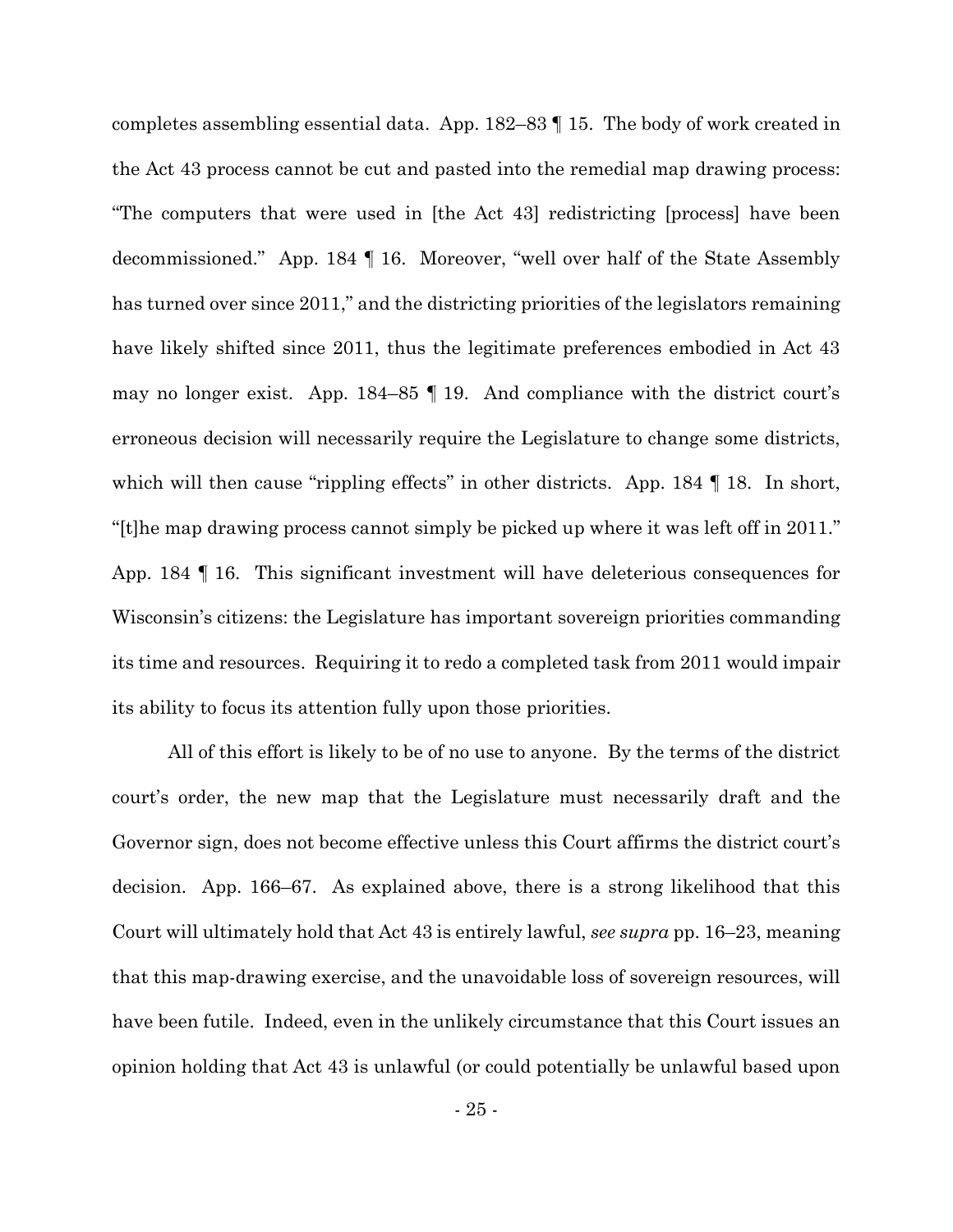completes assembling essential data. App. 182–83 ¶ 15. The body of work created in the Act 43 process cannot be cut and pasted into the remedial map drawing process: "The computers that were used in [the Act 43] redistricting [process] have been decommissioned." App. 184 ¶ 16. Moreover, "well over half of the State Assembly has turned over since 2011," and the districting priorities of the legislators remaining have likely shifted since 2011, thus the legitimate preferences embodied in Act 43 may no longer exist. App. 184–85 ¶ 19. And compliance with the district court's erroneous decision will necessarily require the Legislature to change some districts, which will then cause "rippling effects" in other districts. App. 184 ¶ 18. In short, "[t]he map drawing process cannot simply be picked up where it was left off in 2011." App. 184 ¶ 16. This significant investment will have deleterious consequences for Wisconsin's citizens: the Legislature has important sovereign priorities commanding its time and resources. Requiring it to redo a completed task from 2011 would impair its ability to focus its attention fully upon those priorities.

All of this effort is likely to be of no use to anyone. By the terms of the district court's order, the new map that the Legislature must necessarily draft and the Governor sign, does not become effective unless this Court affirms the district court's decision. App. 166–67. As explained above, there is a strong likelihood that this Court will ultimately hold that Act 43 is entirely lawful, *see supra* pp. 16–23, meaning that this map-drawing exercise, and the unavoidable loss of sovereign resources, will have been futile. Indeed, even in the unlikely circumstance that this Court issues an opinion holding that Act 43 is unlawful (or could potentially be unlawful based upon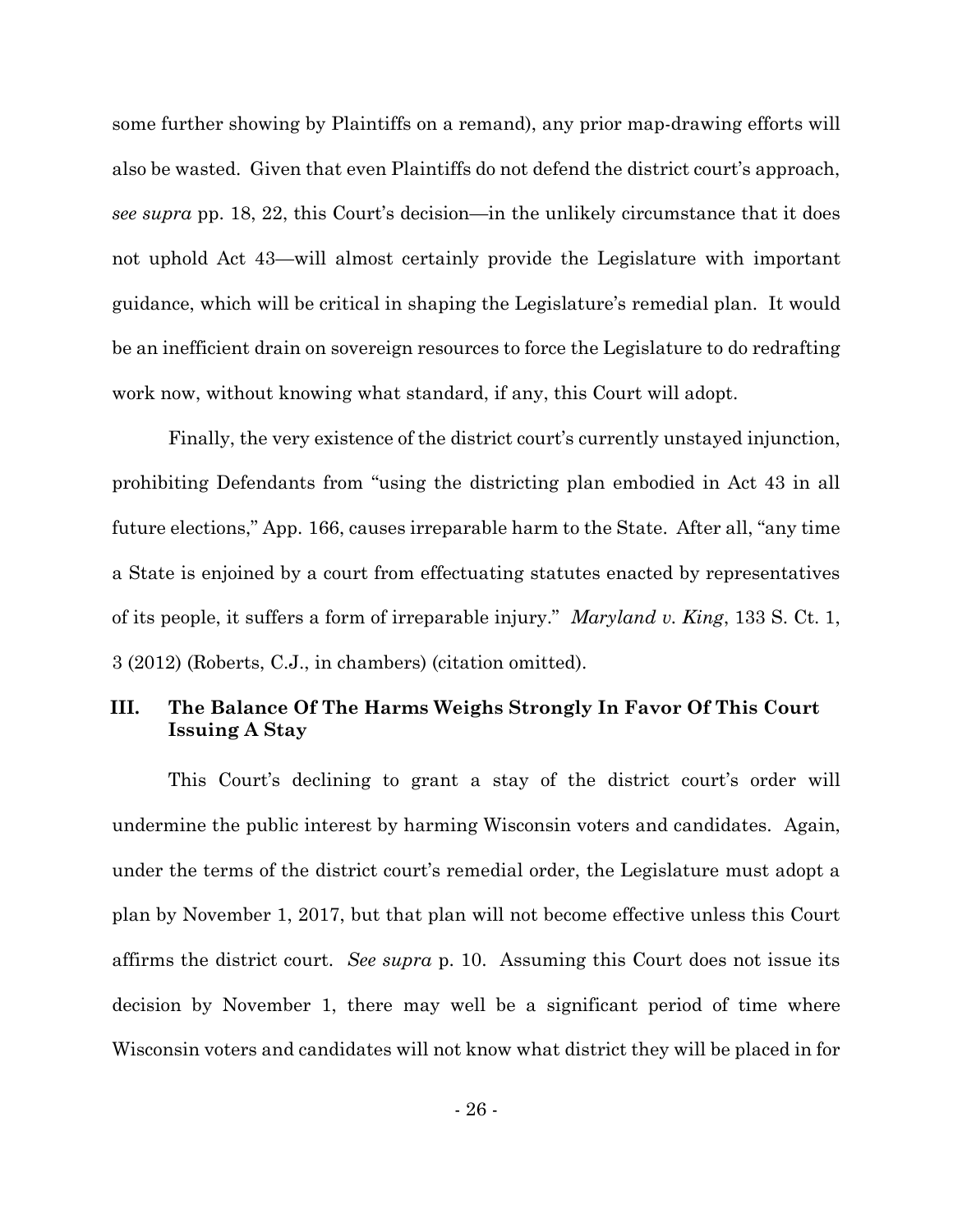some further showing by Plaintiffs on a remand), any prior map-drawing efforts will also be wasted. Given that even Plaintiffs do not defend the district court's approach, *see supra* pp. 18, 22, this Court's decision—in the unlikely circumstance that it does not uphold Act 43—will almost certainly provide the Legislature with important guidance, which will be critical in shaping the Legislature's remedial plan. It would be an inefficient drain on sovereign resources to force the Legislature to do redrafting work now, without knowing what standard, if any, this Court will adopt.

Finally, the very existence of the district court's currently unstayed injunction, prohibiting Defendants from "using the districting plan embodied in Act 43 in all future elections," App. 166, causes irreparable harm to the State. After all, "any time a State is enjoined by a court from effectuating statutes enacted by representatives of its people, it suffers a form of irreparable injury." *Maryland v. King*, 133 S. Ct. 1, 3 (2012) (Roberts, C.J., in chambers) (citation omitted).

## III. The Balance Of The Harms Weighs Strongly In Favor Of This Court Issuing A Stay

This Court's declining to grant a stay of the district court's order will undermine the public interest by harming Wisconsin voters and candidates. Again, under the terms of the district court's remedial order, the Legislature must adopt a plan by November 1, 2017, but that plan will not become effective unless this Court affirms the district court. *See supra* p. 10. Assuming this Court does not issue its decision by November 1, there may well be a significant period of time where Wisconsin voters and candidates will not know what district they will be placed in for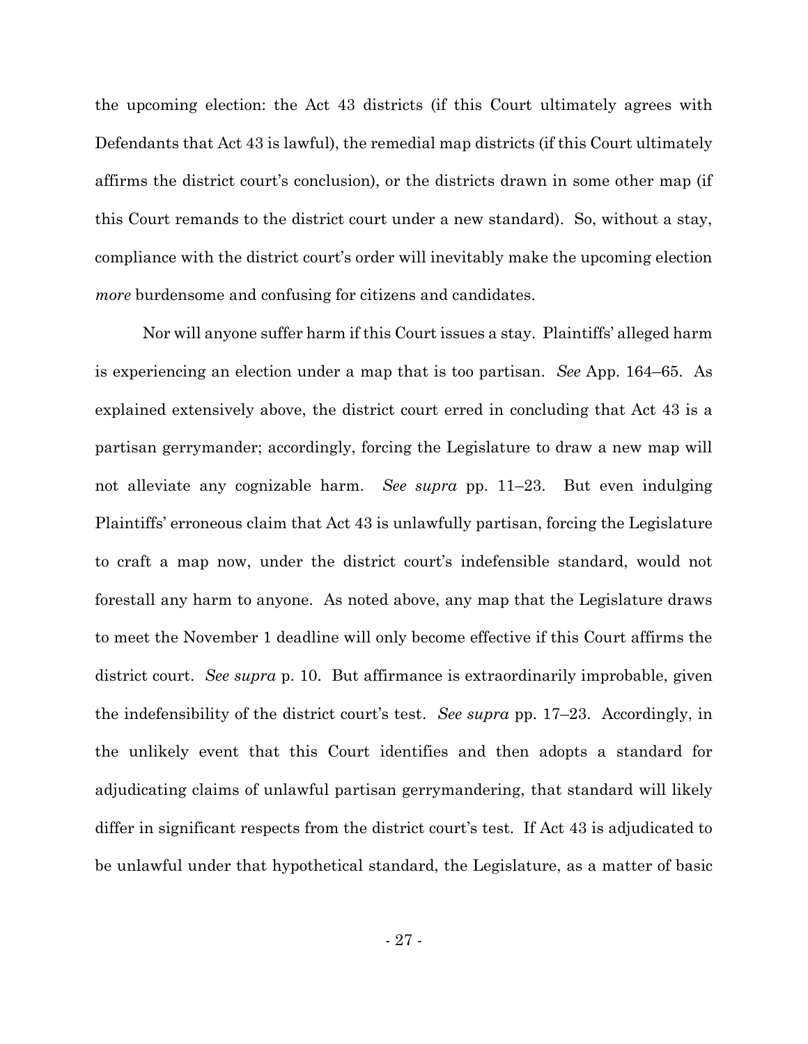the upcoming election: the Act 43 districts (if this Court ultimately agrees with Defendants that Act 43 is lawful), the remedial map districts (if this Court ultimately affirms the district court's conclusion), or the districts drawn in some other map (if this Court remands to the district court under a new standard). So, without a stay, compliance with the district court's order will inevitably make the upcoming election *more* burdensome and confusing for citizens and candidates.

Nor will anyone suffer harm if this Court issues a stay. Plaintiffs' alleged harm is experiencing an election under a map that is too partisan. *See* App. 164–65. As explained extensively above, the district court erred in concluding that Act 43 is a partisan gerrymander; accordingly, forcing the Legislature to draw a new map will not alleviate any cognizable harm. *See supra* pp. 11–23. But even indulging Plaintiffs' erroneous claim that Act 43 is unlawfully partisan, forcing the Legislature to craft a map now, under the district court's indefensible standard, would not forestall any harm to anyone. As noted above, any map that the Legislature draws to meet the November 1 deadline will only become effective if this Court affirms the district court. *See supra* p. 10. But affirmance is extraordinarily improbable, given the indefensibility of the district court's test. *See supra* pp. 17–23. Accordingly, in the unlikely event that this Court identifies and then adopts a standard for adjudicating claims of unlawful partisan gerrymandering, that standard will likely differ in significant respects from the district court's test. If Act 43 is adjudicated to be unlawful under that hypothetical standard, the Legislature, as a matter of basic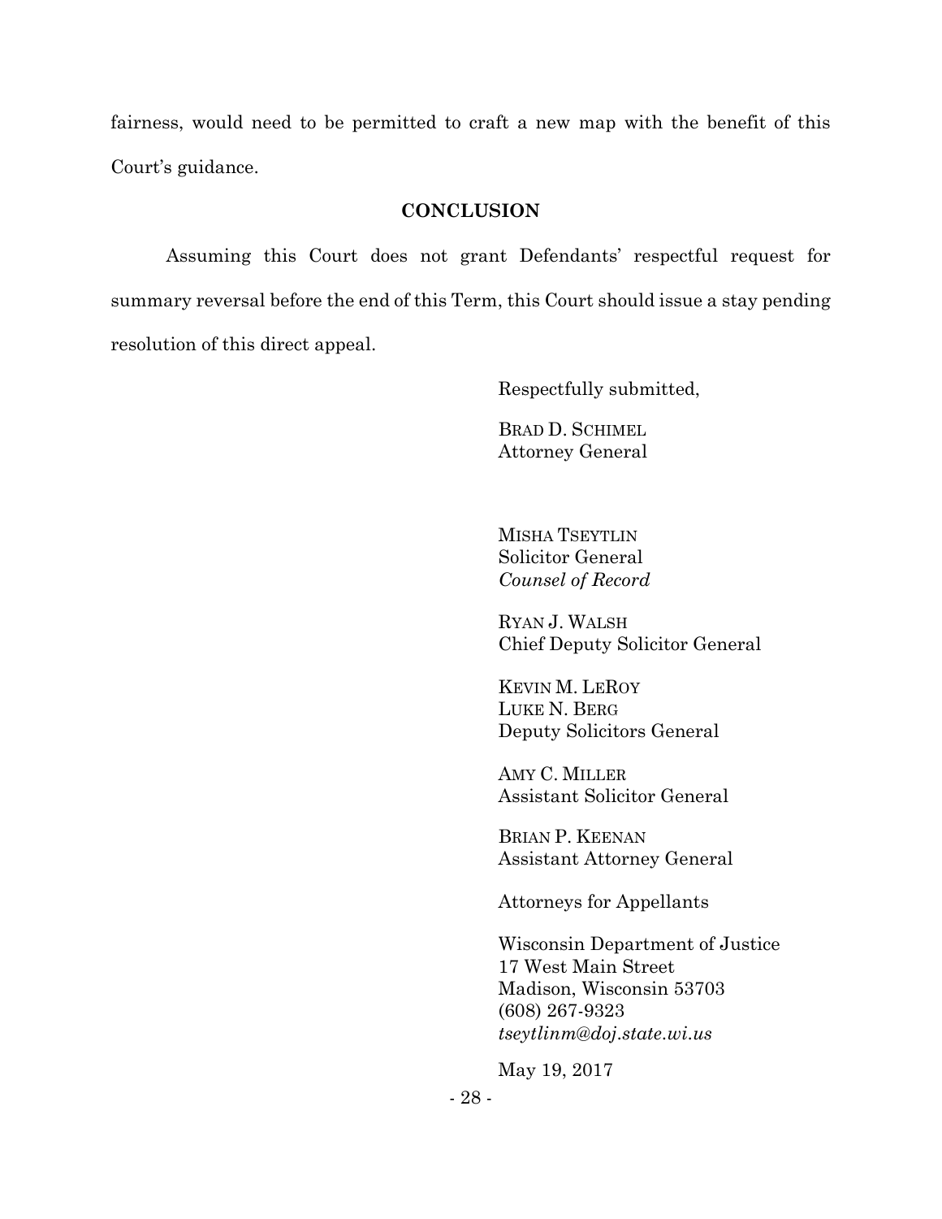fairness, would need to be permitted to craft a new map with the benefit of this Court's guidance.

## CONCLUSION

Assuming this Court does not grant Defendants' respectful request for summary reversal before the end of this Term, this Court should issue a stay pending resolution of this direct appeal.

Respectfully submitted,

BRAD D. SCHIMEL
Attorney General

MISHA TSEYTLIN
Solicitor General
*Counsel of Record*

RYAN J. WALSH
Chief Deputy Solicitor General

KEVIN M. LEROY
LUKE N. BERG
Deputy Solicitors General

AMY C. MILLER
Assistant Solicitor General

BRIAN P. KEENAN
Assistant Attorney General

Attorneys for Appellants

Wisconsin Department of Justice
17 West Main Street
Madison, Wisconsin 53703
(608) 267-9323
*tseytlinm@doj.state.wi.us*

May 19, 2017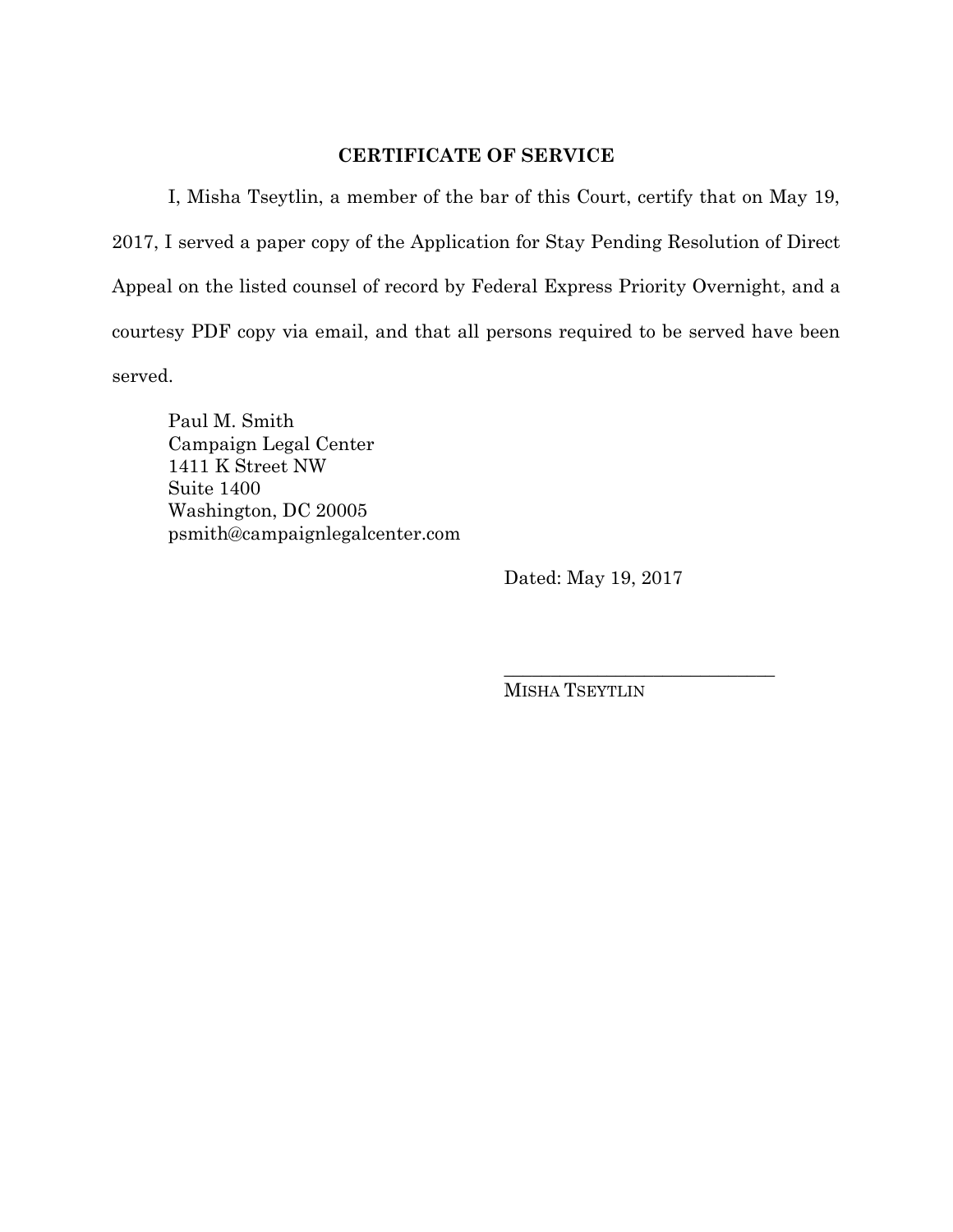**CERTIFICATE OF SERVICE**

I, Misha Tseytlin, a member of the bar of this Court, certify that on May 19, 2017, I served a paper copy of the Application for Stay Pending Resolution of Direct Appeal on the listed counsel of record by Federal Express Priority Overnight, and a courtesy PDF copy via email, and that all persons required to be served have been served.

Paul M. Smith
Campaign Legal Center
1411 K Street NW
Suite 1400
Washington, DC 20005
psmith@campaignlegalcenter.com

Dated: May 19, 2017

\_\_\_\_\_\_\_\_\_\_\_\_\_\_\_\_\_\_\_\_\_\_\_\_\_\_\_\_\_\_
MISHA TSEYTLIN